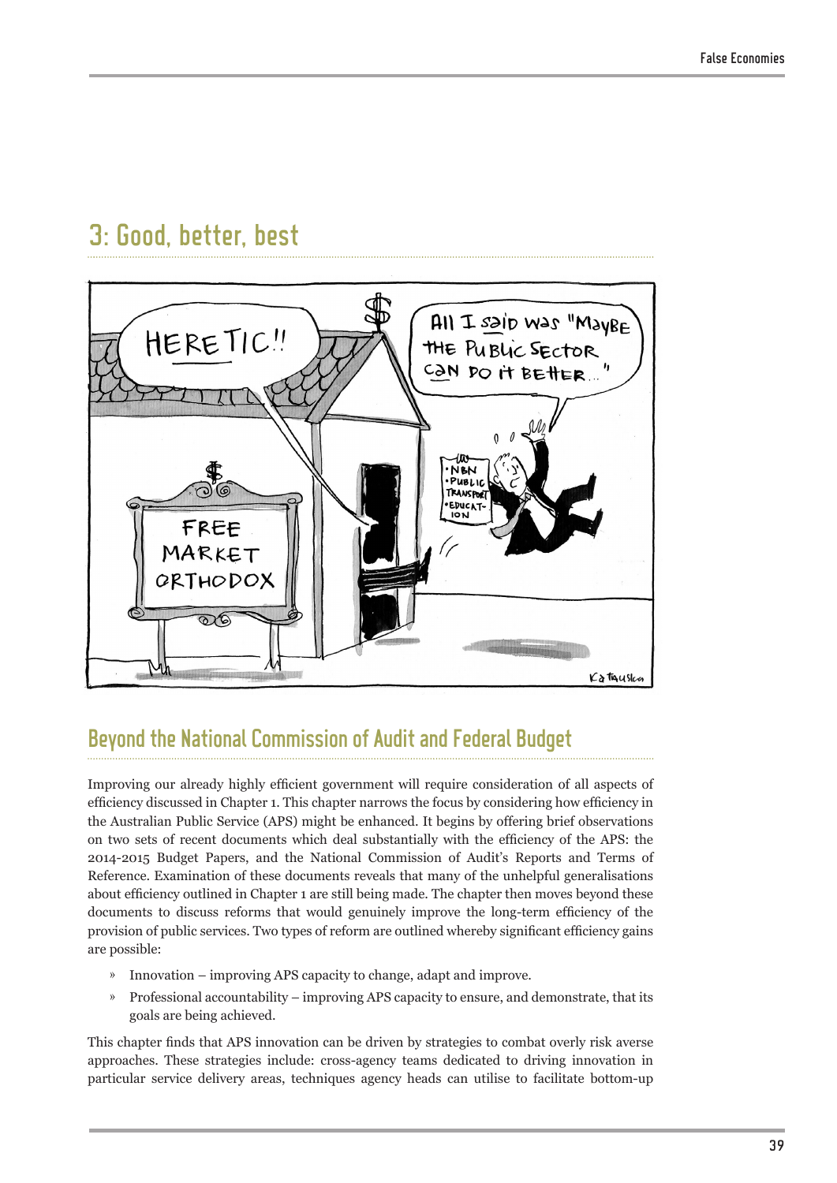# 3: Good, better, best

## Beyond the National Commission of Audit and Federal Budget

Improving our already highly efficient government will require consideration of all aspects of efficiency discussed in Chapter 1. This chapter narrows the focus by considering how efficiency in the Australian Public Service (APS) might be enhanced. It begins by offering brief observations on two sets of recent documents which deal substantially with the efficiency of the APS: the 2014-2015 Budget Papers, and the National Commission of Audit's Reports and Terms of Reference. Examination of these documents reveals that many of the unhelpful generalisations about efficiency outlined in Chapter 1 are still being made. The chapter then moves beyond these documents to discuss reforms that would genuinely improve the long-term efficiency of the provision of public services. Two types of reform are outlined whereby significant efficiency gains are possible:

- Innovation – improving APS capacity to change, adapt and improve.
- Professional accountability – improving APS capacity to ensure, and demonstrate, that its goals are being achieved.

This chapter finds that APS innovation can be driven by strategies to combat overly risk averse approaches. These strategies include: cross-agency teams dedicated to driving innovation in particular service delivery areas, techniques agency heads can utilise to facilitate bottom-up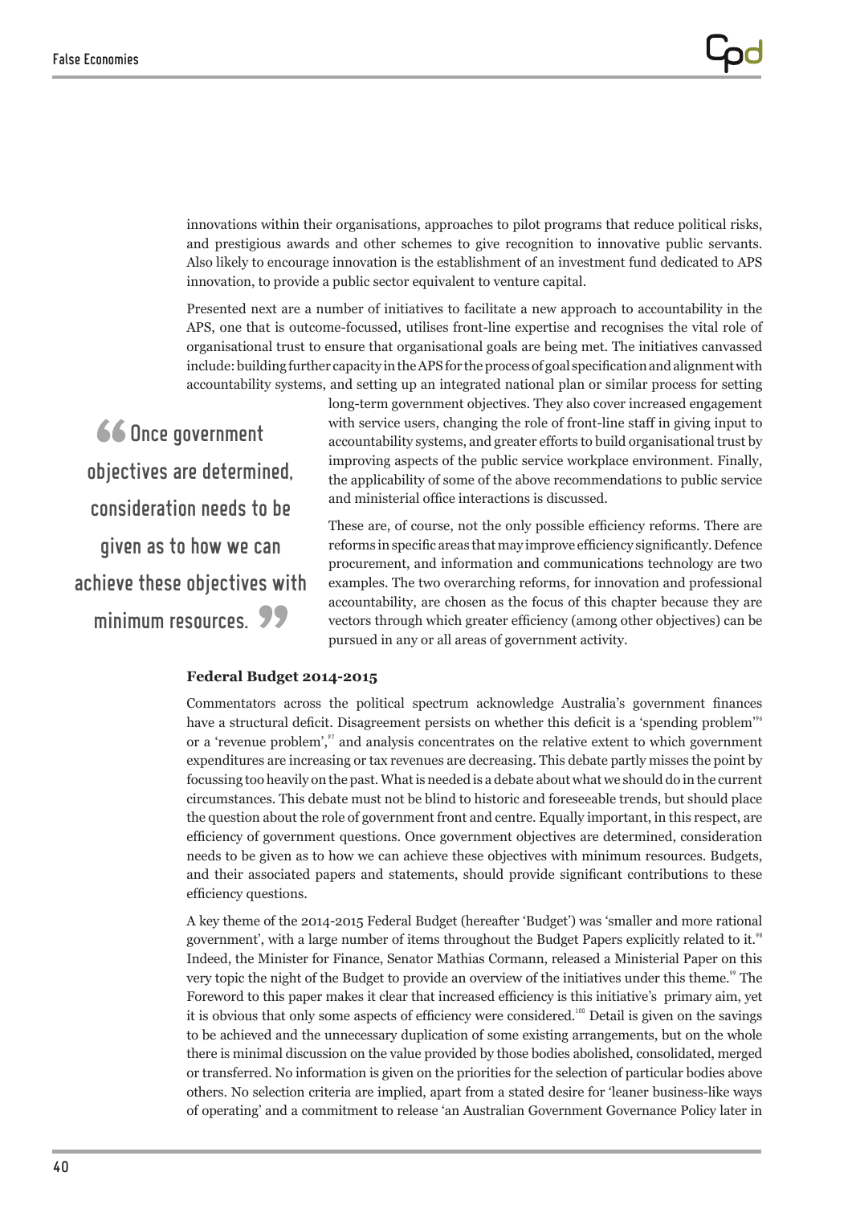innovations within their organisations, approaches to pilot programs that reduce political risks, and prestigious awards and other schemes to give recognition to innovative public servants. Also likely to encourage innovation is the establishment of an investment fund dedicated to APS innovation, to provide a public sector equivalent to venture capital.

Presented next are a number of initiatives to facilitate a new approach to accountability in the APS, one that is outcome-focussed, utilises front-line expertise and recognises the vital role of organisational trust to ensure that organisational goals are being met. The initiatives canvassed include: building further capacity in the APS for the process of goal specification and alignment with accountability systems, and setting up an integrated national plan or similar process for setting long-term government objectives. They also cover increased engagement with service users, changing the role of front-line staff in giving input to accountability systems, and greater efforts to build organisational trust by improving aspects of the public service workplace environment. Finally, the applicability of some of the above recommendations to public service and ministerial office interactions is discussed.

> "Once government objectives are determined, consideration needs to be given as to how we can achieve these objectives with minimum resources."

These are, of course, not the only possible efficiency reforms. There are reforms in specific areas that may improve efficiency significantly. Defence procurement, and information and communications technology are two examples. The two overarching reforms, for innovation and professional accountability, are chosen as the focus of this chapter because they are vectors through which greater efficiency (among other objectives) can be pursued in any or all areas of government activity.

### Federal Budget 2014-2015

Commentators across the political spectrum acknowledge Australia's government finances have a structural deficit. Disagreement persists on whether this deficit is a 'spending problem'[96] or a 'revenue problem',[97] and analysis concentrates on the relative extent to which government expenditures are increasing or tax revenues are decreasing. This debate partly misses the point by focussing too heavily on the past. What is needed is a debate about what we should do in the current circumstances. This debate must not be blind to historic and foreseeable trends, but should place the question about the role of government front and centre. Equally important, in this respect, are efficiency of government questions. Once government objectives are determined, consideration needs to be given as to how we can achieve these objectives with minimum resources. Budgets, and their associated papers and statements, should provide significant contributions to these efficiency questions.

A key theme of the 2014-2015 Federal Budget (hereafter 'Budget') was 'smaller and more rational government', with a large number of items throughout the Budget Papers explicitly related to it.[98] Indeed, the Minister for Finance, Senator Mathias Cormann, released a Ministerial Paper on this very topic the night of the Budget to provide an overview of the initiatives under this theme.[99] The Foreword to this paper makes it clear that increased efficiency is this initiative's primary aim, yet it is obvious that only some aspects of efficiency were considered.[100] Detail is given on the savings to be achieved and the unnecessary duplication of some existing arrangements, but on the whole there is minimal discussion on the value provided by those bodies abolished, consolidated, merged or transferred. No information is given on the priorities for the selection of particular bodies above others. No selection criteria are implied, apart from a stated desire for 'leaner business-like ways of operating' and a commitment to release 'an Australian Government Governance Policy later in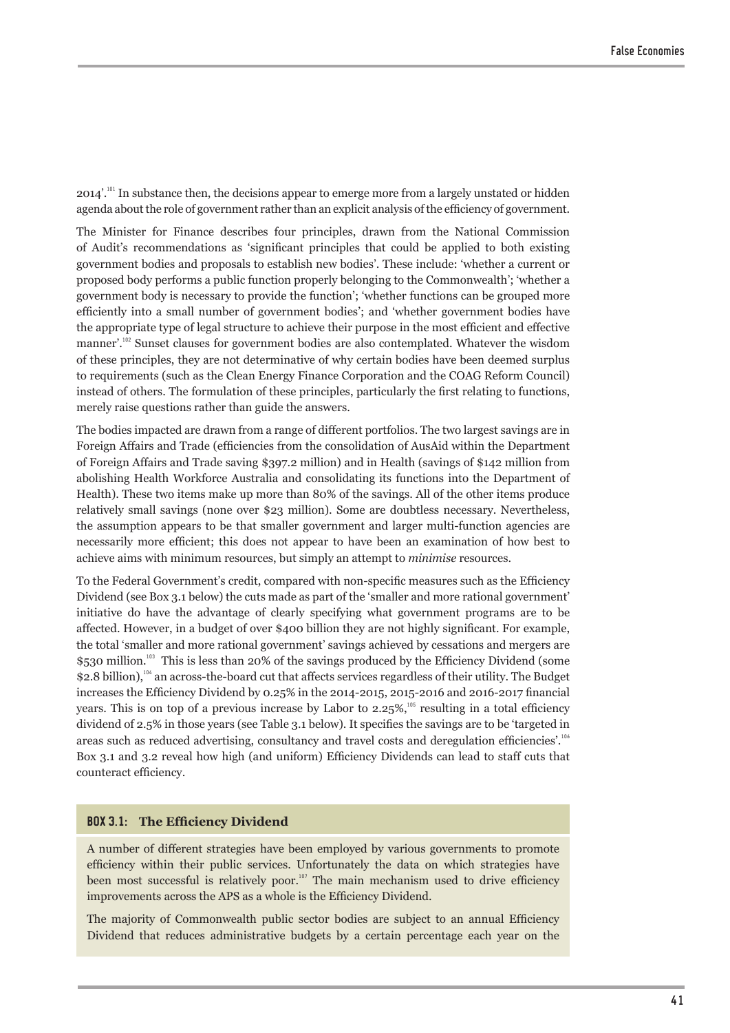2014'.[101] In substance then, the decisions appear to emerge more from a largely unstated or hidden agenda about the role of government rather than an explicit analysis of the efficiency of government.

The Minister for Finance describes four principles, drawn from the National Commission of Audit's recommendations as 'significant principles that could be applied to both existing government bodies and proposals to establish new bodies'. These include: 'whether a current or proposed body performs a public function properly belonging to the Commonwealth'; 'whether a government body is necessary to provide the function'; 'whether functions can be grouped more efficiently into a small number of government bodies'; and 'whether government bodies have the appropriate type of legal structure to achieve their purpose in the most efficient and effective manner'.[102] Sunset clauses for government bodies are also contemplated. Whatever the wisdom of these principles, they are not determinative of why certain bodies have been deemed surplus to requirements (such as the Clean Energy Finance Corporation and the COAG Reform Council) instead of others. The formulation of these principles, particularly the first relating to functions, merely raise questions rather than guide the answers.

The bodies impacted are drawn from a range of different portfolios. The two largest savings are in Foreign Affairs and Trade (efficiencies from the consolidation of AusAid within the Department of Foreign Affairs and Trade saving $397.2 million) and in Health (savings of $142 million from abolishing Health Workforce Australia and consolidating its functions into the Department of Health). These two items make up more than 80% of the savings. All of the other items produce relatively small savings (none over $23 million). Some are doubtless necessary. Nevertheless, the assumption appears to be that smaller government and larger multi-function agencies are necessarily more efficient; this does not appear to have been an examination of how best to achieve aims with minimum resources, but simply an attempt to *minimise* resources.

To the Federal Government's credit, compared with non-specific measures such as the Efficiency Dividend (see Box 3.1 below) the cuts made as part of the 'smaller and more rational government' initiative do have the advantage of clearly specifying what government programs are to be affected. However, in a budget of over $400 billion they are not highly significant. For example, the total 'smaller and more rational government' savings achieved by cessations and mergers are $530 million.[103] This is less than 20% of the savings produced by the Efficiency Dividend (some $2.8 billion),[104] an across-the-board cut that affects services regardless of their utility. The Budget increases the Efficiency Dividend by 0.25% in the 2014-2015, 2015-2016 and 2016-2017 financial years. This is on top of a previous increase by Labor to 2.25%,[105] resulting in a total efficiency dividend of 2.5% in those years (see Table 3.1 below). It specifies the savings are to be 'targeted in areas such as reduced advertising, consultancy and travel costs and deregulation efficiencies'.[106] Box 3.1 and 3.2 reveal how high (and uniform) Efficiency Dividends can lead to staff cuts that counteract efficiency.

### BOX 3.1: The Efficiency Dividend

A number of different strategies have been employed by various governments to promote efficiency within their public services. Unfortunately the data on which strategies have been most successful is relatively poor.[107] The main mechanism used to drive efficiency improvements across the APS as a whole is the Efficiency Dividend.

The majority of Commonwealth public sector bodies are subject to an annual Efficiency Dividend that reduces administrative budgets by a certain percentage each year on the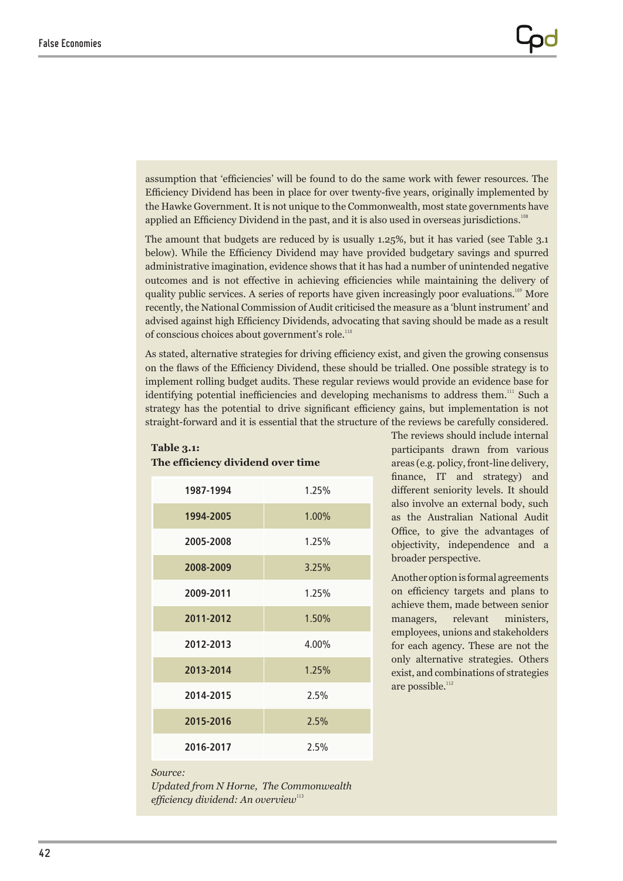assumption that 'efficiencies' will be found to do the same work with fewer resources. The Efficiency Dividend has been in place for over twenty-five years, originally implemented by the Hawke Government. It is not unique to the Commonwealth, most state governments have applied an Efficiency Dividend in the past, and it is also used in overseas jurisdictions.[108]

The amount that budgets are reduced by is usually 1.25%, but it has varied (see Table 3.1 below). While the Efficiency Dividend may have provided budgetary savings and spurred administrative imagination, evidence shows that it has had a number of unintended negative outcomes and is not effective in achieving efficiencies while maintaining the delivery of quality public services. A series of reports have given increasingly poor evaluations.[109] More recently, the National Commission of Audit criticised the measure as a 'blunt instrument' and advised against high Efficiency Dividends, advocating that saving should be made as a result of conscious choices about government's role.[110]

As stated, alternative strategies for driving efficiency exist, and given the growing consensus on the flaws of the Efficiency Dividend, these should be trialled. One possible strategy is to implement rolling budget audits. These regular reviews would provide an evidence base for identifying potential inefficiencies and developing mechanisms to address them.[111] Such a strategy has the potential to drive significant efficiency gains, but implementation is not straight-forward and it is essential that the structure of the reviews be carefully considered. The reviews should include internal participants drawn from various areas (e.g. policy, front-line delivery, finance, IT and strategy) and different seniority levels. It should also involve an external body, such as the Australian National Audit Office, to give the advantages of objectivity, independence and a broader perspective.

Another option is formal agreements on efficiency targets and plans to achieve them, made between senior managers, relevant ministers, employees, unions and stakeholders for each agency. These are not the only alternative strategies. Others exist, and combinations of strategies are possible.[112]

**Table 3.1:**
**The efficiency dividend over time**

| Period | Efficiency dividend |
|---|---|
| 1987-1994 | 1.25% |
| 1994-2005 | 1.00% |
| 2005-2008 | 1.25% |
| 2008-2009 | 3.25% |
| 2009-2011 | 1.25% |
| 2011-2012 | 1.50% |
| 2012-2013 | 4.00% |
| 2013-2014 | 1.25% |
| 2014-2015 | 2.5% |
| 2015-2016 | 2.5% |
| 2016-2017 | 2.5% |

*Source:*
*Updated from N Horne, The Commonwealth efficiency dividend: An overview*[113]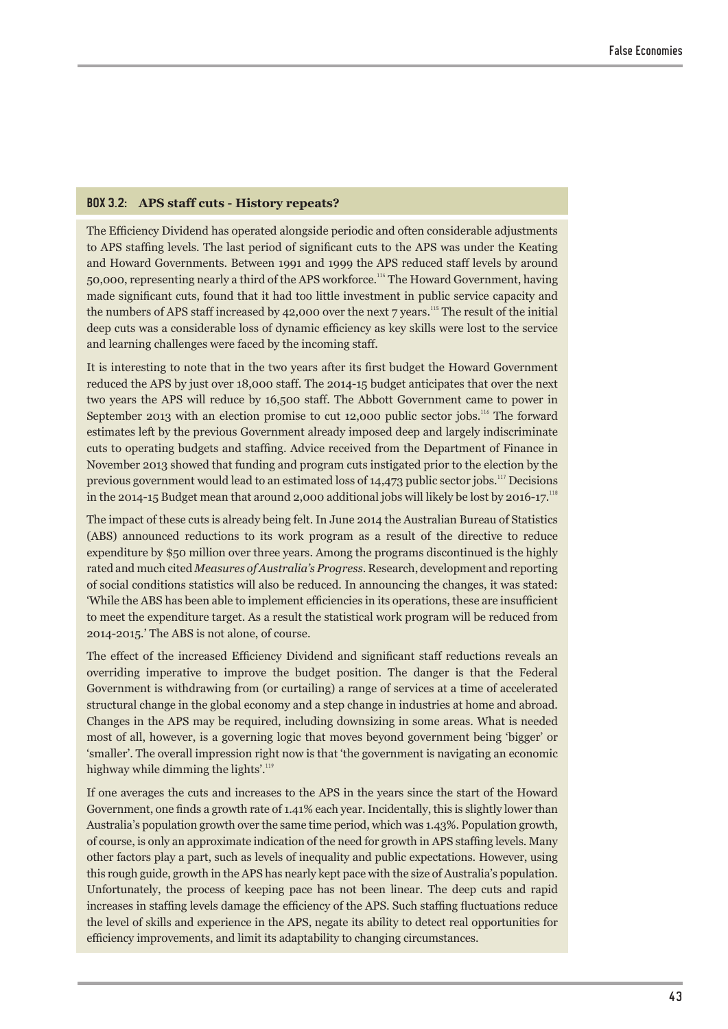### BOX 3.2: APS staff cuts - History repeats?

The Efficiency Dividend has operated alongside periodic and often considerable adjustments to APS staffing levels. The last period of significant cuts to the APS was under the Keating and Howard Governments. Between 1991 and 1999 the APS reduced staff levels by around 50,000, representing nearly a third of the APS workforce.[114] The Howard Government, having made significant cuts, found that it had too little investment in public service capacity and the numbers of APS staff increased by 42,000 over the next 7 years.[115] The result of the initial deep cuts was a considerable loss of dynamic efficiency as key skills were lost to the service and learning challenges were faced by the incoming staff.

It is interesting to note that in the two years after its first budget the Howard Government reduced the APS by just over 18,000 staff. The 2014-15 budget anticipates that over the next two years the APS will reduce by 16,500 staff. The Abbott Government came to power in September 2013 with an election promise to cut 12,000 public sector jobs.[116] The forward estimates left by the previous Government already imposed deep and largely indiscriminate cuts to operating budgets and staffing. Advice received from the Department of Finance in November 2013 showed that funding and program cuts instigated prior to the election by the previous government would lead to an estimated loss of 14,473 public sector jobs.[117] Decisions in the 2014-15 Budget mean that around 2,000 additional jobs will likely be lost by 2016-17.[118]

The impact of these cuts is already being felt. In June 2014 the Australian Bureau of Statistics (ABS) announced reductions to its work program as a result of the directive to reduce expenditure by $50 million over three years. Among the programs discontinued is the highly rated and much cited *Measures of Australia's Progress*. Research, development and reporting of social conditions statistics will also be reduced. In announcing the changes, it was stated: 'While the ABS has been able to implement efficiencies in its operations, these are insufficient to meet the expenditure target. As a result the statistical work program will be reduced from 2014-2015.' The ABS is not alone, of course.

The effect of the increased Efficiency Dividend and significant staff reductions reveals an overriding imperative to improve the budget position. The danger is that the Federal Government is withdrawing from (or curtailing) a range of services at a time of accelerated structural change in the global economy and a step change in industries at home and abroad. Changes in the APS may be required, including downsizing in some areas. What is needed most of all, however, is a governing logic that moves beyond government being 'bigger' or 'smaller'. The overall impression right now is that 'the government is navigating an economic highway while dimming the lights'.[119]

If one averages the cuts and increases to the APS in the years since the start of the Howard Government, one finds a growth rate of 1.41% each year. Incidentally, this is slightly lower than Australia's population growth over the same time period, which was 1.43%. Population growth, of course, is only an approximate indication of the need for growth in APS staffing levels. Many other factors play a part, such as levels of inequality and public expectations. However, using this rough guide, growth in the APS has nearly kept pace with the size of Australia's population. Unfortunately, the process of keeping pace has not been linear. The deep cuts and rapid increases in staffing levels damage the efficiency of the APS. Such staffing fluctuations reduce the level of skills and experience in the APS, negate its ability to detect real opportunities for efficiency improvements, and limit its adaptability to changing circumstances.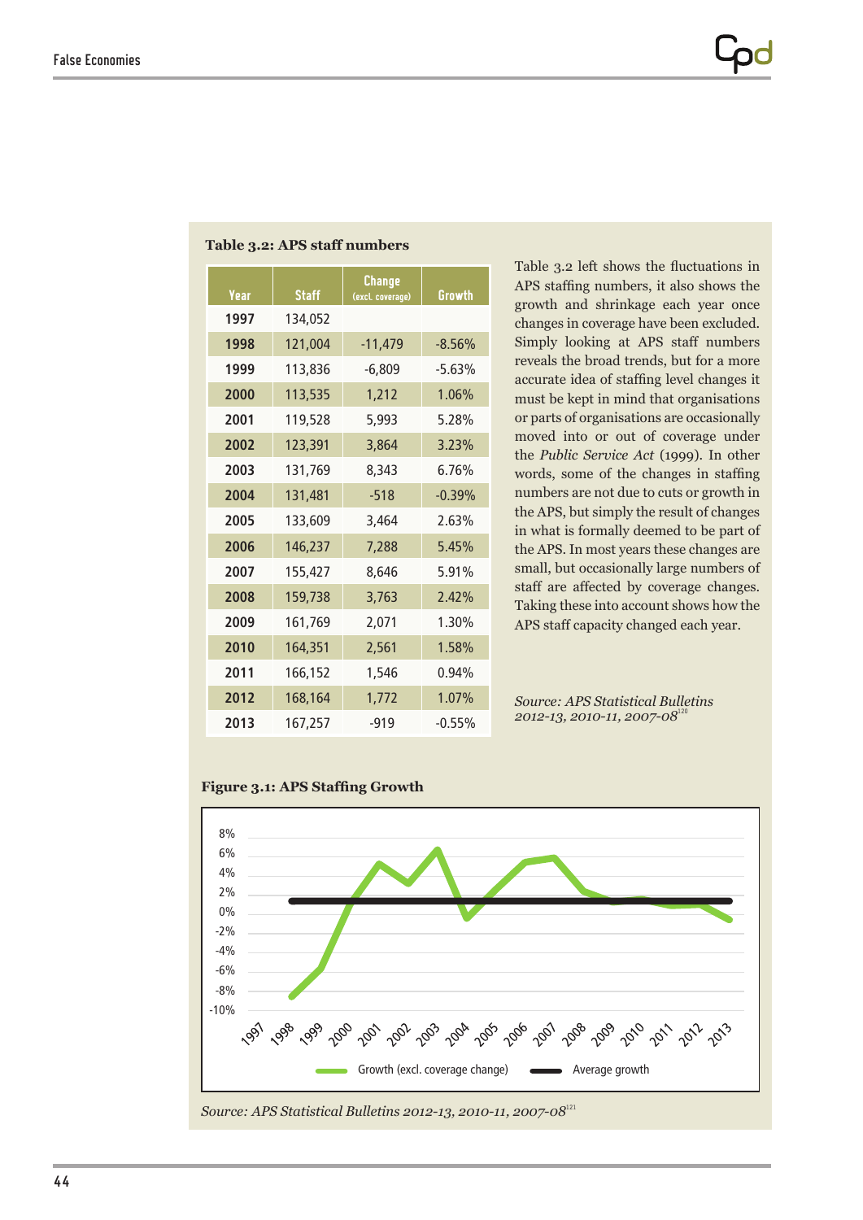**Table 3.2: APS staff numbers**

| Year | Staff | Change (excl. coverage) | Growth |
|---|---|---|---|
| 1997 | 134,052 | | |
| 1998 | 121,004 | -11,479 | -8.56% |
| 1999 | 113,836 | -6,809 | -5.63% |
| 2000 | 113,535 | 1,212 | 1.06% |
| 2001 | 119,528 | 5,993 | 5.28% |
| 2002 | 123,391 | 3,864 | 3.23% |
| 2003 | 131,769 | 8,343 | 6.76% |
| 2004 | 131,481 | -518 | -0.39% |
| 2005 | 133,609 | 3,464 | 2.63% |
| 2006 | 146,237 | 7,288 | 5.45% |
| 2007 | 155,427 | 8,646 | 5.91% |
| 2008 | 159,738 | 3,763 | 2.42% |
| 2009 | 161,769 | 2,071 | 1.30% |
| 2010 | 164,351 | 2,561 | 1.58% |
| 2011 | 166,152 | 1,546 | 0.94% |
| 2012 | 168,164 | 1,772 | 1.07% |
| 2013 | 167,257 | -919 | -0.55% |

Table 3.2 left shows the fluctuations in APS staffing numbers, it also shows the growth and shrinkage each year once changes in coverage have been excluded. Simply looking at APS staff numbers reveals the broad trends, but for a more accurate idea of staffing level changes it must be kept in mind that organisations or parts of organisations are occasionally moved into or out of coverage under the *Public Service Act* (1999). In other words, some of the changes in staffing numbers are not due to cuts or growth in the APS, but simply the result of changes in what is formally deemed to be part of the APS. In most years these changes are small, but occasionally large numbers of staff are affected by coverage changes. Taking these into account shows how the APS staff capacity changed each year.

*Source: APS Statistical Bulletins 2012-13, 2010-11, 2007-08*[120]

**Figure 3.1: APS Staffing Growth**

*Source: APS Statistical Bulletins 2012-13, 2010-11, 2007-08*[121]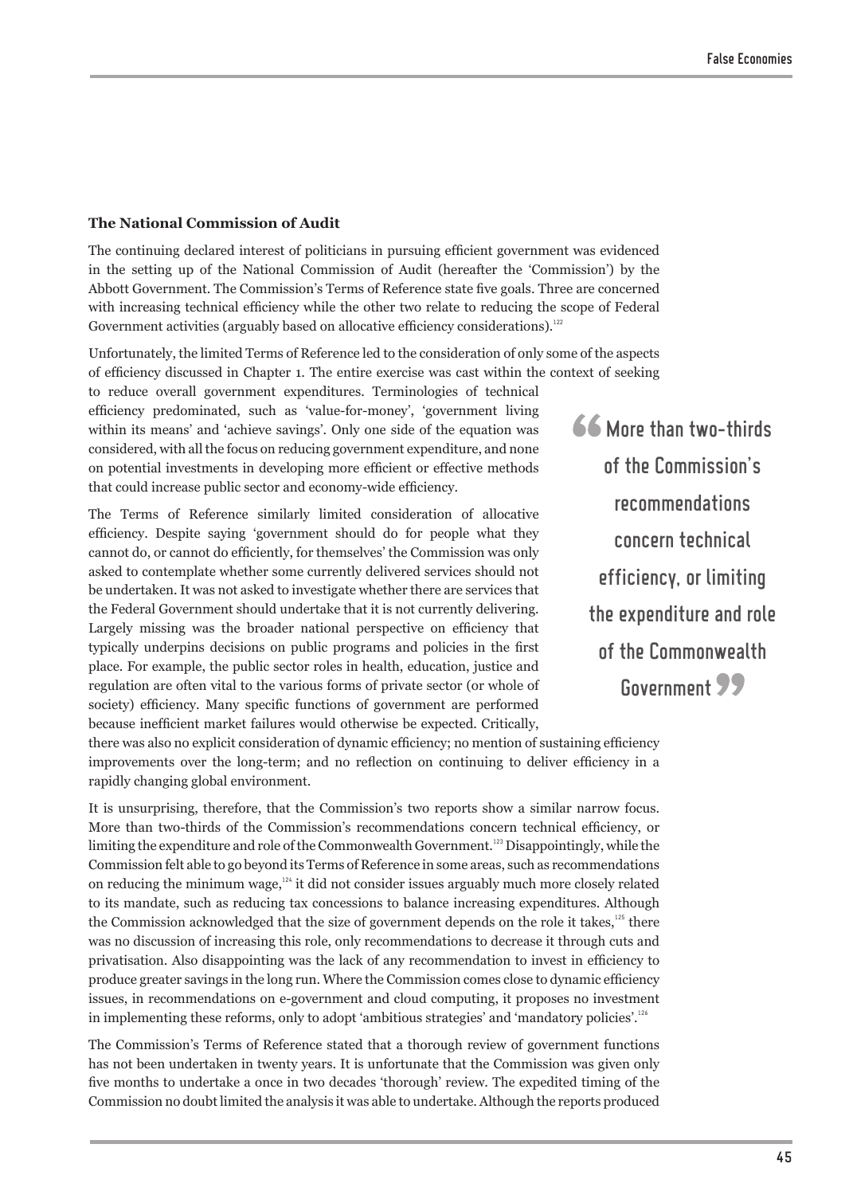**The National Commission of Audit**

The continuing declared interest of politicians in pursuing efficient government was evidenced in the setting up of the National Commission of Audit (hereafter the 'Commission') by the Abbott Government. The Commission's Terms of Reference state five goals. Three are concerned with increasing technical efficiency while the other two relate to reducing the scope of Federal Government activities (arguably based on allocative efficiency considerations).[122]

Unfortunately, the limited Terms of Reference led to the consideration of only some of the aspects of efficiency discussed in Chapter 1. The entire exercise was cast within the context of seeking to reduce overall government expenditures. Terminologies of technical efficiency predominated, such as 'value-for-money', 'government living within its means' and 'achieve savings'. Only one side of the equation was considered, with all the focus on reducing government expenditure, and none on potential investments in developing more efficient or effective methods that could increase public sector and economy-wide efficiency.

The Terms of Reference similarly limited consideration of allocative efficiency. Despite saying 'government should do for people what they cannot do, or cannot do efficiently, for themselves' the Commission was only asked to contemplate whether some currently delivered services should not be undertaken. It was not asked to investigate whether there are services that the Federal Government should undertake that it is not currently delivering. Largely missing was the broader national perspective on efficiency that typically underpins decisions on public programs and policies in the first place. For example, the public sector roles in health, education, justice and regulation are often vital to the various forms of private sector (or whole of society) efficiency. Many specific functions of government are performed because inefficient market failures would otherwise be expected. Critically, there was also no explicit consideration of dynamic efficiency; no mention of sustaining efficiency improvements over the long-term; and no reflection on continuing to deliver efficiency in a rapidly changing global environment.

> "More than two-thirds of the Commission's recommendations concern technical efficiency, or limiting the expenditure and role of the Commonwealth Government"

It is unsurprising, therefore, that the Commission's two reports show a similar narrow focus. More than two-thirds of the Commission's recommendations concern technical efficiency, or limiting the expenditure and role of the Commonwealth Government.[123] Disappointingly, while the Commission felt able to go beyond its Terms of Reference in some areas, such as recommendations on reducing the minimum wage,[124] it did not consider issues arguably much more closely related to its mandate, such as reducing tax concessions to balance increasing expenditures. Although the Commission acknowledged that the size of government depends on the role it takes,[125] there was no discussion of increasing this role, only recommendations to decrease it through cuts and privatisation. Also disappointing was the lack of any recommendation to invest in efficiency to produce greater savings in the long run. Where the Commission comes close to dynamic efficiency issues, in recommendations on e-government and cloud computing, it proposes no investment in implementing these reforms, only to adopt 'ambitious strategies' and 'mandatory policies'.[126]

The Commission's Terms of Reference stated that a thorough review of government functions has not been undertaken in twenty years. It is unfortunate that the Commission was given only five months to undertake a once in two decades 'thorough' review. The expedited timing of the Commission no doubt limited the analysis it was able to undertake. Although the reports produced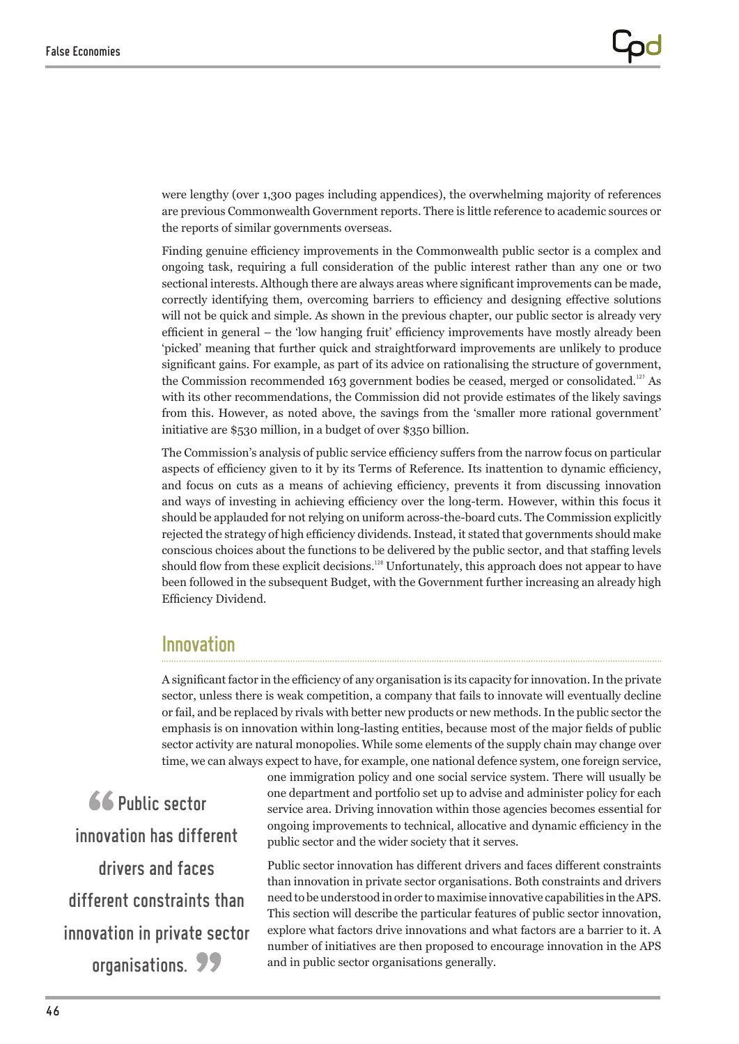were lengthy (over 1,300 pages including appendices), the overwhelming majority of references are previous Commonwealth Government reports. There is little reference to academic sources or the reports of similar governments overseas.

Finding genuine efficiency improvements in the Commonwealth public sector is a complex and ongoing task, requiring a full consideration of the public interest rather than any one or two sectional interests. Although there are always areas where significant improvements can be made, correctly identifying them, overcoming barriers to efficiency and designing effective solutions will not be quick and simple. As shown in the previous chapter, our public sector is already very efficient in general – the 'low hanging fruit' efficiency improvements have mostly already been 'picked' meaning that further quick and straightforward improvements are unlikely to produce significant gains. For example, as part of its advice on rationalising the structure of government, the Commission recommended 163 government bodies be ceased, merged or consolidated.[127] As with its other recommendations, the Commission did not provide estimates of the likely savings from this. However, as noted above, the savings from the 'smaller more rational government' initiative are $530 million, in a budget of over $350 billion.

The Commission's analysis of public service efficiency suffers from the narrow focus on particular aspects of efficiency given to it by its Terms of Reference. Its inattention to dynamic efficiency, and focus on cuts as a means of achieving efficiency, prevents it from discussing innovation and ways of investing in achieving efficiency over the long-term. However, within this focus it should be applauded for not relying on uniform across-the-board cuts. The Commission explicitly rejected the strategy of high efficiency dividends. Instead, it stated that governments should make conscious choices about the functions to be delivered by the public sector, and that staffing levels should flow from these explicit decisions.[128] Unfortunately, this approach does not appear to have been followed in the subsequent Budget, with the Government further increasing an already high Efficiency Dividend.

## Innovation

A significant factor in the efficiency of any organisation is its capacity for innovation. In the private sector, unless there is weak competition, a company that fails to innovate will eventually decline or fail, and be replaced by rivals with better new products or new methods. In the public sector the emphasis is on innovation within long-lasting entities, because most of the major fields of public sector activity are natural monopolies. While some elements of the supply chain may change over time, we can always expect to have, for example, one national defence system, one foreign service, one immigration policy and one social service system. There will usually be one department and portfolio set up to advise and administer policy for each service area. Driving innovation within those agencies becomes essential for ongoing improvements to technical, allocative and dynamic efficiency in the public sector and the wider society that it serves.

> "Public sector innovation has different drivers and faces different constraints than innovation in private sector organisations."

Public sector innovation has different drivers and faces different constraints than innovation in private sector organisations. Both constraints and drivers need to be understood in order to maximise innovative capabilities in the APS. This section will describe the particular features of public sector innovation, explore what factors drive innovations and what factors are a barrier to it. A number of initiatives are then proposed to encourage innovation in the APS and in public sector organisations generally.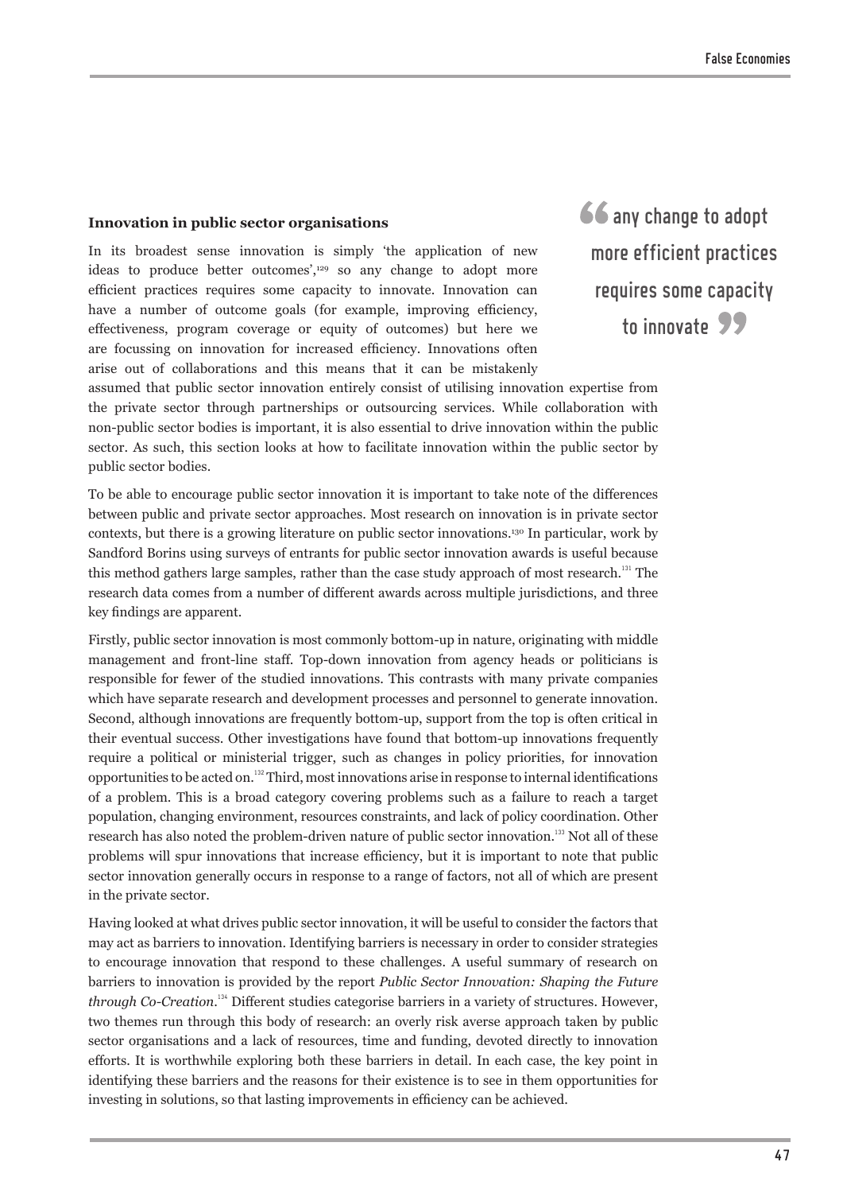### Innovation in public sector organisations

> any change to adopt more efficient practices requires some capacity to innovate

In its broadest sense innovation is simply 'the application of new ideas to produce better outcomes',[129] so any change to adopt more efficient practices requires some capacity to innovate. Innovation can have a number of outcome goals (for example, improving efficiency, effectiveness, program coverage or equity of outcomes) but here we are focussing on innovation for increased efficiency. Innovations often arise out of collaborations and this means that it can be mistakenly assumed that public sector innovation entirely consist of utilising innovation expertise from the private sector through partnerships or outsourcing services. While collaboration with non-public sector bodies is important, it is also essential to drive innovation within the public sector. As such, this section looks at how to facilitate innovation within the public sector by public sector bodies.

To be able to encourage public sector innovation it is important to take note of the differences between public and private sector approaches. Most research on innovation is in private sector contexts, but there is a growing literature on public sector innovations.[130] In particular, work by Sandford Borins using surveys of entrants for public sector innovation awards is useful because this method gathers large samples, rather than the case study approach of most research.[131] The research data comes from a number of different awards across multiple jurisdictions, and three key findings are apparent.

Firstly, public sector innovation is most commonly bottom-up in nature, originating with middle management and front-line staff. Top-down innovation from agency heads or politicians is responsible for fewer of the studied innovations. This contrasts with many private companies which have separate research and development processes and personnel to generate innovation. Second, although innovations are frequently bottom-up, support from the top is often critical in their eventual success. Other investigations have found that bottom-up innovations frequently require a political or ministerial trigger, such as changes in policy priorities, for innovation opportunities to be acted on.[132] Third, most innovations arise in response to internal identifications of a problem. This is a broad category covering problems such as a failure to reach a target population, changing environment, resources constraints, and lack of policy coordination. Other research has also noted the problem-driven nature of public sector innovation.[133] Not all of these problems will spur innovations that increase efficiency, but it is important to note that public sector innovation generally occurs in response to a range of factors, not all of which are present in the private sector.

Having looked at what drives public sector innovation, it will be useful to consider the factors that may act as barriers to innovation. Identifying barriers is necessary in order to consider strategies to encourage innovation that respond to these challenges. A useful summary of research on barriers to innovation is provided by the report *Public Sector Innovation: Shaping the Future through Co-Creation*.[134] Different studies categorise barriers in a variety of structures. However, two themes run through this body of research: an overly risk averse approach taken by public sector organisations and a lack of resources, time and funding, devoted directly to innovation efforts. It is worthwhile exploring both these barriers in detail. In each case, the key point in identifying these barriers and the reasons for their existence is to see in them opportunities for investing in solutions, so that lasting improvements in efficiency can be achieved.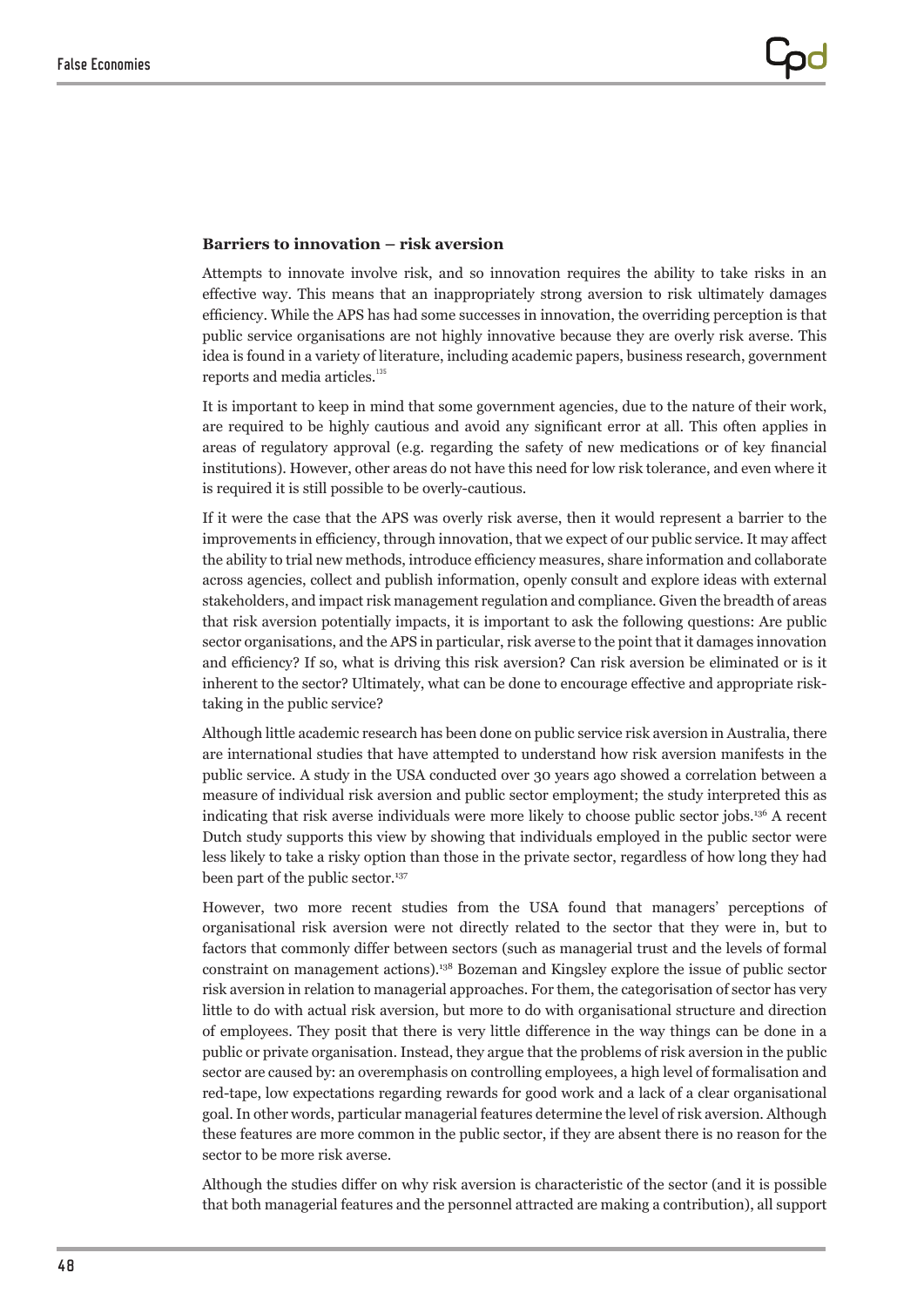### Barriers to innovation – risk aversion

Attempts to innovate involve risk, and so innovation requires the ability to take risks in an effective way. This means that an inappropriately strong aversion to risk ultimately damages efficiency. While the APS has had some successes in innovation, the overriding perception is that public service organisations are not highly innovative because they are overly risk averse. This idea is found in a variety of literature, including academic papers, business research, government reports and media articles.[135]

It is important to keep in mind that some government agencies, due to the nature of their work, are required to be highly cautious and avoid any significant error at all. This often applies in areas of regulatory approval (e.g. regarding the safety of new medications or of key financial institutions). However, other areas do not have this need for low risk tolerance, and even where it is required it is still possible to be overly-cautious.

If it were the case that the APS was overly risk averse, then it would represent a barrier to the improvements in efficiency, through innovation, that we expect of our public service. It may affect the ability to trial new methods, introduce efficiency measures, share information and collaborate across agencies, collect and publish information, openly consult and explore ideas with external stakeholders, and impact risk management regulation and compliance. Given the breadth of areas that risk aversion potentially impacts, it is important to ask the following questions: Are public sector organisations, and the APS in particular, risk averse to the point that it damages innovation and efficiency? If so, what is driving this risk aversion? Can risk aversion be eliminated or is it inherent to the sector? Ultimately, what can be done to encourage effective and appropriate risk-taking in the public service?

Although little academic research has been done on public service risk aversion in Australia, there are international studies that have attempted to understand how risk aversion manifests in the public service. A study in the USA conducted over 30 years ago showed a correlation between a measure of individual risk aversion and public sector employment; the study interpreted this as indicating that risk averse individuals were more likely to choose public sector jobs.[136] A recent Dutch study supports this view by showing that individuals employed in the public sector were less likely to take a risky option than those in the private sector, regardless of how long they had been part of the public sector.[137]

However, two more recent studies from the USA found that managers' perceptions of organisational risk aversion were not directly related to the sector that they were in, but to factors that commonly differ between sectors (such as managerial trust and the levels of formal constraint on management actions).[138] Bozeman and Kingsley explore the issue of public sector risk aversion in relation to managerial approaches. For them, the categorisation of sector has very little to do with actual risk aversion, but more to do with organisational structure and direction of employees. They posit that there is very little difference in the way things can be done in a public or private organisation. Instead, they argue that the problems of risk aversion in the public sector are caused by: an overemphasis on controlling employees, a high level of formalisation and red-tape, low expectations regarding rewards for good work and a lack of a clear organisational goal. In other words, particular managerial features determine the level of risk aversion. Although these features are more common in the public sector, if they are absent there is no reason for the sector to be more risk averse.

Although the studies differ on why risk aversion is characteristic of the sector (and it is possible that both managerial features and the personnel attracted are making a contribution), all support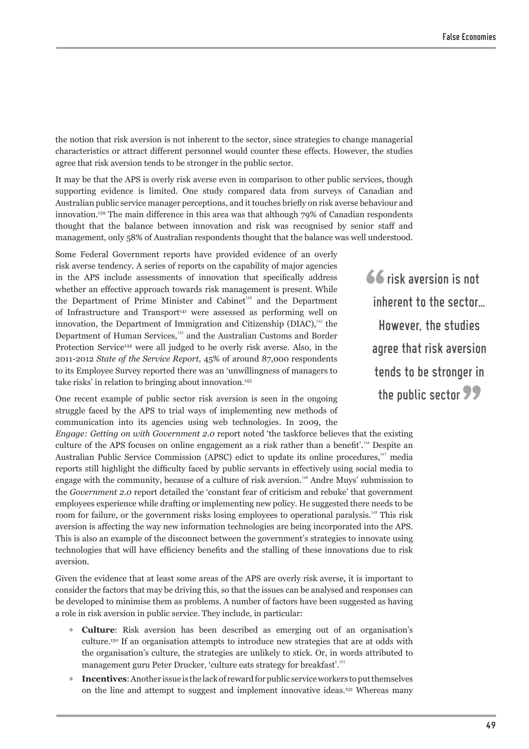the notion that risk aversion is not inherent to the sector, since strategies to change managerial characteristics or attract different personnel would counter these effects. However, the studies agree that risk aversion tends to be stronger in the public sector.

It may be that the APS is overly risk averse even in comparison to other public services, though supporting evidence is limited. One study compared data from surveys of Canadian and Australian public service manager perceptions, and it touches briefly on risk averse behaviour and innovation.[139] The main difference in this area was that although 79% of Canadian respondents thought that the balance between innovation and risk was recognised by senior staff and management, only 58% of Australian respondents thought that the balance was well understood.

Some Federal Government reports have provided evidence of an overly risk averse tendency. A series of reports on the capability of major agencies in the APS include assessments of innovation that specifically address whether an effective approach towards risk management is present. While the Department of Prime Minister and Cabinet[140] and the Department of Infrastructure and Transport[141] were assessed as performing well on innovation, the Department of Immigration and Citizenship (DIAC),[142] the Department of Human Services,[143] and the Australian Customs and Border Protection Service[144] were all judged to be overly risk averse. Also, in the 2011-2012 *State of the Service Report*, 45% of around 87,000 respondents to its Employee Survey reported there was an 'unwillingness of managers to take risks' in relation to bringing about innovation.[145]

> "risk aversion is not inherent to the sector… However, the studies agree that risk aversion tends to be stronger in the public sector"

One recent example of public sector risk aversion is seen in the ongoing struggle faced by the APS to trial ways of implementing new methods of communication into its agencies using web technologies. In 2009, the *Engage: Getting on with Government 2.0* report noted 'the taskforce believes that the existing culture of the APS focuses on online engagement as a risk rather than a benefit'.[146] Despite an Australian Public Service Commission (APSC) edict to update its online procedures,[147] media reports still highlight the difficulty faced by public servants in effectively using social media to engage with the community, because of a culture of risk aversion.[148] Andre Muys' submission to the *Government 2.0* report detailed the 'constant fear of criticism and rebuke' that government employees experience while drafting or implementing new policy. He suggested there needs to be room for failure, or the government risks losing employees to operational paralysis.[149] This risk aversion is affecting the way new information technologies are being incorporated into the APS. This is also an example of the disconnect between the government's strategies to innovate using technologies that will have efficiency benefits and the stalling of these innovations due to risk aversion.

Given the evidence that at least some areas of the APS are overly risk averse, it is important to consider the factors that may be driving this, so that the issues can be analysed and responses can be developed to minimise them as problems. A number of factors have been suggested as having a role in risk aversion in public service. They include, in particular:

- **Culture**: Risk aversion has been described as emerging out of an organisation's culture.[150] If an organisation attempts to introduce new strategies that are at odds with the organisation's culture, the strategies are unlikely to stick. Or, in words attributed to management guru Peter Drucker, 'culture eats strategy for breakfast'.[151]
- **Incentives**: Another issue is the lack of reward for public service workers to put themselves on the line and attempt to suggest and implement innovative ideas.[152] Whereas many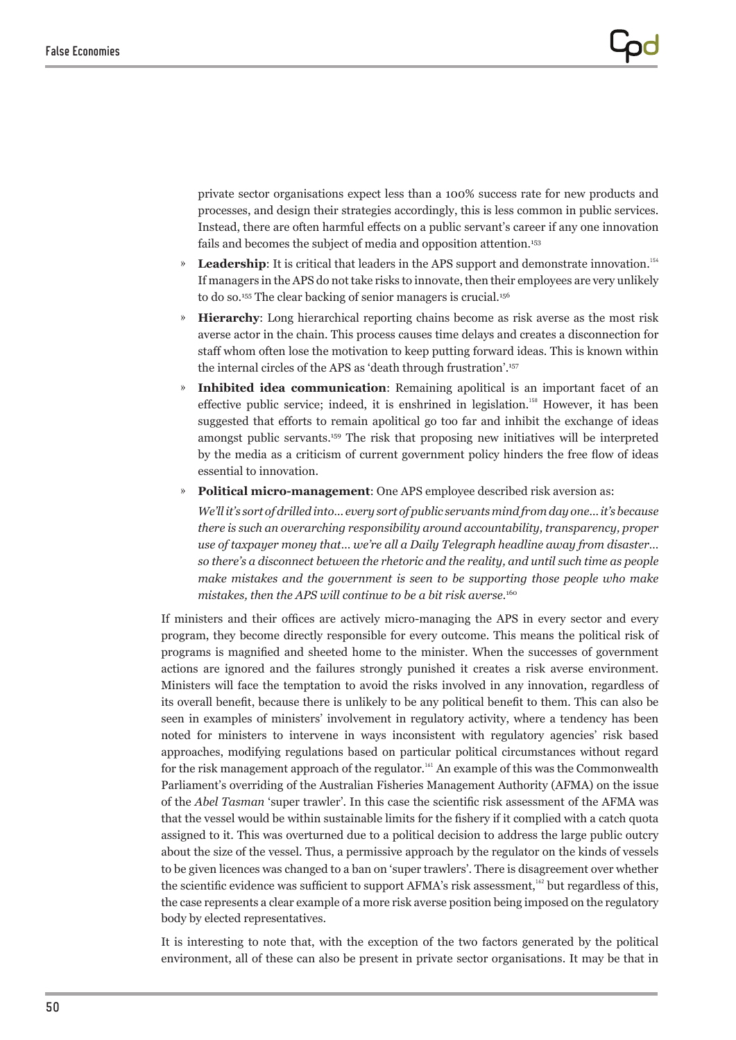private sector organisations expect less than a 100% success rate for new products and processes, and design their strategies accordingly, this is less common in public services. Instead, there are often harmful effects on a public servant's career if any one innovation fails and becomes the subject of media and opposition attention.[153]

- **Leadership**: It is critical that leaders in the APS support and demonstrate innovation.[154] If managers in the APS do not take risks to innovate, then their employees are very unlikely to do so.[155] The clear backing of senior managers is crucial.[156]
- **Hierarchy**: Long hierarchical reporting chains become as risk averse as the most risk averse actor in the chain. This process causes time delays and creates a disconnection for staff whom often lose the motivation to keep putting forward ideas. This is known within the internal circles of the APS as 'death through frustration'.[157]
- **Inhibited idea communication**: Remaining apolitical is an important facet of an effective public service; indeed, it is enshrined in legislation.[158] However, it has been suggested that efforts to remain apolitical go too far and inhibit the exchange of ideas amongst public servants.[159] The risk that proposing new initiatives will be interpreted by the media as a criticism of current government policy hinders the free flow of ideas essential to innovation.
- **Political micro-management**: One APS employee described risk aversion as:

  *We'll it's sort of drilled into… every sort of public servants mind from day one… it's because there is such an overarching responsibility around accountability, transparency, proper use of taxpayer money that… we're all a Daily Telegraph headline away from disaster… so there's a disconnect between the rhetoric and the reality, and until such time as people make mistakes and the government is seen to be supporting those people who make mistakes, then the APS will continue to be a bit risk averse.*[160]

If ministers and their offices are actively micro-managing the APS in every sector and every program, they become directly responsible for every outcome. This means the political risk of programs is magnified and sheeted home to the minister. When the successes of government actions are ignored and the failures strongly punished it creates a risk averse environment. Ministers will face the temptation to avoid the risks involved in any innovation, regardless of its overall benefit, because there is unlikely to be any political benefit to them. This can also be seen in examples of ministers' involvement in regulatory activity, where a tendency has been noted for ministers to intervene in ways inconsistent with regulatory agencies' risk based approaches, modifying regulations based on particular political circumstances without regard for the risk management approach of the regulator.[161] An example of this was the Commonwealth Parliament's overriding of the Australian Fisheries Management Authority (AFMA) on the issue of the *Abel Tasman* 'super trawler'. In this case the scientific risk assessment of the AFMA was that the vessel would be within sustainable limits for the fishery if it complied with a catch quota assigned to it. This was overturned due to a political decision to address the large public outcry about the size of the vessel. Thus, a permissive approach by the regulator on the kinds of vessels to be given licences was changed to a ban on 'super trawlers'. There is disagreement over whether the scientific evidence was sufficient to support AFMA's risk assessment,[162] but regardless of this, the case represents a clear example of a more risk averse position being imposed on the regulatory body by elected representatives.

It is interesting to note that, with the exception of the two factors generated by the political environment, all of these can also be present in private sector organisations. It may be that in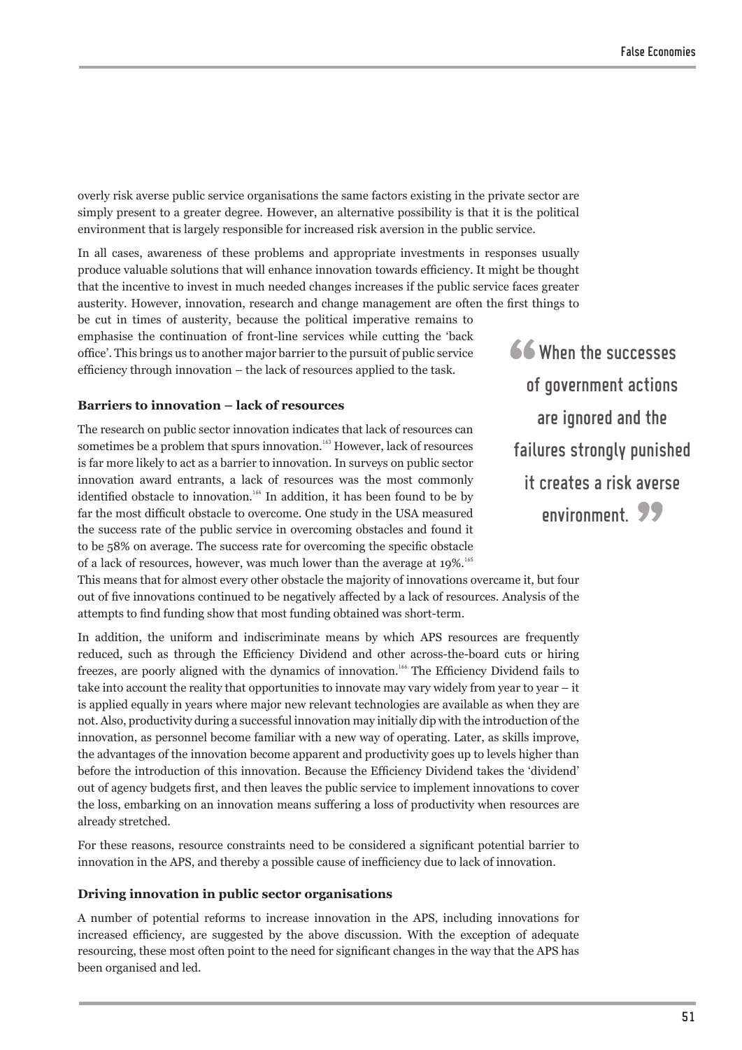overly risk averse public service organisations the same factors existing in the private sector are simply present to a greater degree. However, an alternative possibility is that it is the political environment that is largely responsible for increased risk aversion in the public service.

In all cases, awareness of these problems and appropriate investments in responses usually produce valuable solutions that will enhance innovation towards efficiency. It might be thought that the incentive to invest in much needed changes increases if the public service faces greater austerity. However, innovation, research and change management are often the first things to be cut in times of austerity, because the political imperative remains to emphasise the continuation of front-line services while cutting the 'back office'. This brings us to another major barrier to the pursuit of public service efficiency through innovation – the lack of resources applied to the task.

> "When the successes of government actions are ignored and the failures strongly punished it creates a risk averse environment."

**Barriers to innovation – lack of resources**

The research on public sector innovation indicates that lack of resources can sometimes be a problem that spurs innovation.[163] However, lack of resources is far more likely to act as a barrier to innovation. In surveys on public sector innovation award entrants, a lack of resources was the most commonly identified obstacle to innovation.[164] In addition, it has been found to be by far the most difficult obstacle to overcome. One study in the USA measured the success rate of the public service in overcoming obstacles and found it to be 58% on average. The success rate for overcoming the specific obstacle of a lack of resources, however, was much lower than the average at 19%.[165] This means that for almost every other obstacle the majority of innovations overcame it, but four out of five innovations continued to be negatively affected by a lack of resources. Analysis of the attempts to find funding show that most funding obtained was short-term.

In addition, the uniform and indiscriminate means by which APS resources are frequently reduced, such as through the Efficiency Dividend and other across-the-board cuts or hiring freezes, are poorly aligned with the dynamics of innovation.[166] The Efficiency Dividend fails to take into account the reality that opportunities to innovate may vary widely from year to year – it is applied equally in years where major new relevant technologies are available as when they are not. Also, productivity during a successful innovation may initially dip with the introduction of the innovation, as personnel become familiar with a new way of operating. Later, as skills improve, the advantages of the innovation become apparent and productivity goes up to levels higher than before the introduction of this innovation. Because the Efficiency Dividend takes the 'dividend' out of agency budgets first, and then leaves the public service to implement innovations to cover the loss, embarking on an innovation means suffering a loss of productivity when resources are already stretched.

For these reasons, resource constraints need to be considered a significant potential barrier to innovation in the APS, and thereby a possible cause of inefficiency due to lack of innovation.

**Driving innovation in public sector organisations**

A number of potential reforms to increase innovation in the APS, including innovations for increased efficiency, are suggested by the above discussion. With the exception of adequate resourcing, these most often point to the need for significant changes in the way that the APS has been organised and led.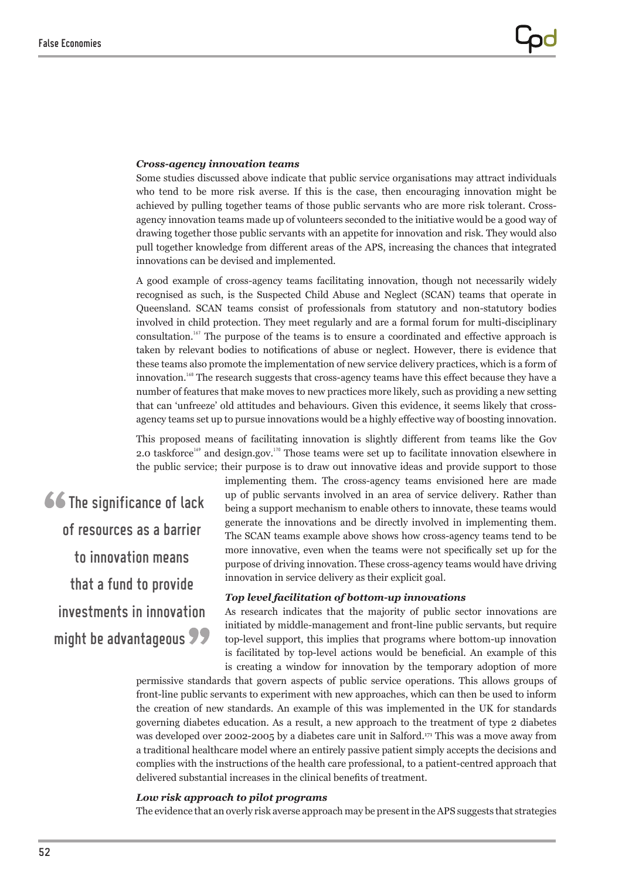### *Cross-agency innovation teams*

Some studies discussed above indicate that public service organisations may attract individuals who tend to be more risk averse. If this is the case, then encouraging innovation might be achieved by pulling together teams of those public servants who are more risk tolerant. Cross-agency innovation teams made up of volunteers seconded to the initiative would be a good way of drawing together those public servants with an appetite for innovation and risk. They would also pull together knowledge from different areas of the APS, increasing the chances that integrated innovations can be devised and implemented.

A good example of cross-agency teams facilitating innovation, though not necessarily widely recognised as such, is the Suspected Child Abuse and Neglect (SCAN) teams that operate in Queensland. SCAN teams consist of professionals from statutory and non-statutory bodies involved in child protection. They meet regularly and are a formal forum for multi-disciplinary consultation.[167] The purpose of the teams is to ensure a coordinated and effective approach is taken by relevant bodies to notifications of abuse or neglect. However, there is evidence that these teams also promote the implementation of new service delivery practices, which is a form of innovation.[168] The research suggests that cross-agency teams have this effect because they have a number of features that make moves to new practices more likely, such as providing a new setting that can 'unfreeze' old attitudes and behaviours. Given this evidence, it seems likely that cross-agency teams set up to pursue innovations would be a highly effective way of boosting innovation.

This proposed means of facilitating innovation is slightly different from teams like the Gov 2.0 taskforce[169] and design.gov.[170] Those teams were set up to facilitate innovation elsewhere in the public service; their purpose is to draw out innovative ideas and provide support to those implementing them. The cross-agency teams envisioned here are made up of public servants involved in an area of service delivery. Rather than being a support mechanism to enable others to innovate, these teams would generate the innovations and be directly involved in implementing them. The SCAN teams example above shows how cross-agency teams tend to be more innovative, even when the teams were not specifically set up for the purpose of driving innovation. These cross-agency teams would have driving innovation in service delivery as their explicit goal.

> "The significance of lack of resources as a barrier to innovation means that a fund to provide investments in innovation might be advantageous"

### *Top level facilitation of bottom-up innovations*

As research indicates that the majority of public sector innovations are initiated by middle-management and front-line public servants, but require top-level support, this implies that programs where bottom-up innovation is facilitated by top-level actions would be beneficial. An example of this is creating a window for innovation by the temporary adoption of more permissive standards that govern aspects of public service operations. This allows groups of front-line public servants to experiment with new approaches, which can then be used to inform the creation of new standards. An example of this was implemented in the UK for standards governing diabetes education. As a result, a new approach to the treatment of type 2 diabetes was developed over 2002-2005 by a diabetes care unit in Salford.[171] This was a move away from a traditional healthcare model where an entirely passive patient simply accepts the decisions and complies with the instructions of the health care professional, to a patient-centred approach that delivered substantial increases in the clinical benefits of treatment.

### *Low risk approach to pilot programs*

The evidence that an overly risk averse approach may be present in the APS suggests that strategies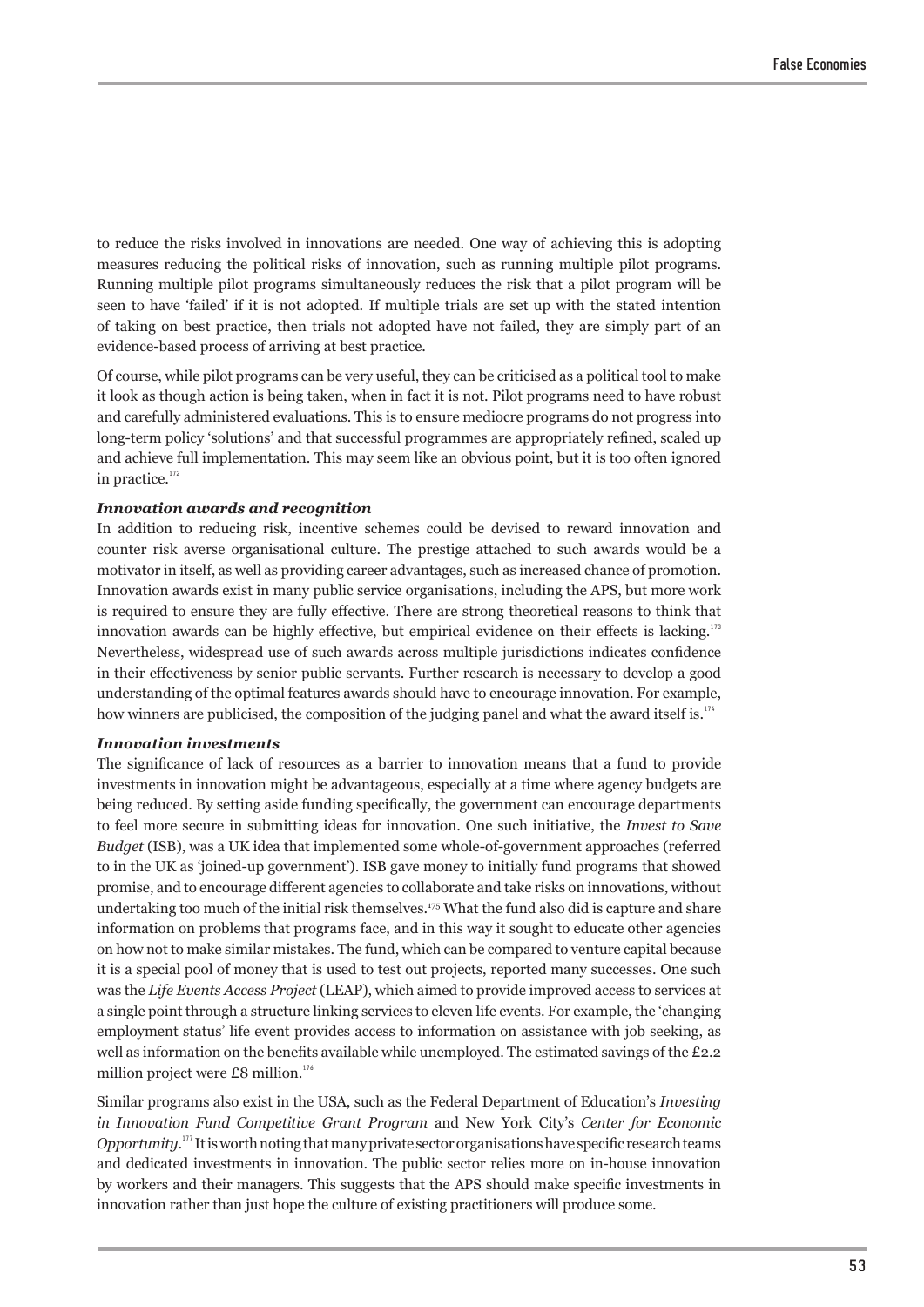to reduce the risks involved in innovations are needed. One way of achieving this is adopting measures reducing the political risks of innovation, such as running multiple pilot programs. Running multiple pilot programs simultaneously reduces the risk that a pilot program will be seen to have 'failed' if it is not adopted. If multiple trials are set up with the stated intention of taking on best practice, then trials not adopted have not failed, they are simply part of an evidence-based process of arriving at best practice.

Of course, while pilot programs can be very useful, they can be criticised as a political tool to make it look as though action is being taken, when in fact it is not. Pilot programs need to have robust and carefully administered evaluations. This is to ensure mediocre programs do not progress into long-term policy 'solutions' and that successful programmes are appropriately refined, scaled up and achieve full implementation. This may seem like an obvious point, but it is too often ignored in practice.[172]

#### *Innovation awards and recognition*

In addition to reducing risk, incentive schemes could be devised to reward innovation and counter risk averse organisational culture. The prestige attached to such awards would be a motivator in itself, as well as providing career advantages, such as increased chance of promotion. Innovation awards exist in many public service organisations, including the APS, but more work is required to ensure they are fully effective. There are strong theoretical reasons to think that innovation awards can be highly effective, but empirical evidence on their effects is lacking.[173] Nevertheless, widespread use of such awards across multiple jurisdictions indicates confidence in their effectiveness by senior public servants. Further research is necessary to develop a good understanding of the optimal features awards should have to encourage innovation. For example, how winners are publicised, the composition of the judging panel and what the award itself is.[174]

#### *Innovation investments*

The significance of lack of resources as a barrier to innovation means that a fund to provide investments in innovation might be advantageous, especially at a time where agency budgets are being reduced. By setting aside funding specifically, the government can encourage departments to feel more secure in submitting ideas for innovation. One such initiative, the *Invest to Save Budget* (ISB), was a UK idea that implemented some whole-of-government approaches (referred to in the UK as 'joined-up government'). ISB gave money to initially fund programs that showed promise, and to encourage different agencies to collaborate and take risks on innovations, without undertaking too much of the initial risk themselves.[175] What the fund also did is capture and share information on problems that programs face, and in this way it sought to educate other agencies on how not to make similar mistakes. The fund, which can be compared to venture capital because it is a special pool of money that is used to test out projects, reported many successes. One such was the *Life Events Access Project* (LEAP), which aimed to provide improved access to services at a single point through a structure linking services to eleven life events. For example, the 'changing employment status' life event provides access to information on assistance with job seeking, as well as information on the benefits available while unemployed. The estimated savings of the £2.2 million project were £8 million.[176]

Similar programs also exist in the USA, such as the Federal Department of Education's *Investing in Innovation Fund Competitive Grant Program* and New York City's *Center for Economic Opportunity*.[177] It is worth noting that many private sector organisations have specific research teams and dedicated investments in innovation. The public sector relies more on in-house innovation by workers and their managers. This suggests that the APS should make specific investments in innovation rather than just hope the culture of existing practitioners will produce some.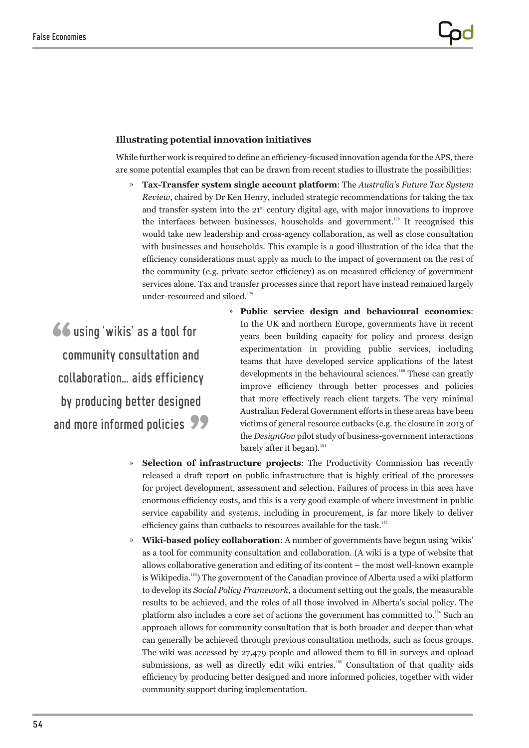### Illustrating potential innovation initiatives

While further work is required to define an efficiency-focused innovation agenda for the APS, there are some potential examples that can be drawn from recent studies to illustrate the possibilities:

- **Tax-Transfer system single account platform**: The *Australia's Future Tax System Review*, chaired by Dr Ken Henry, included strategic recommendations for taking the tax and transfer system into the 21st century digital age, with major innovations to improve the interfaces between businesses, households and government.[178] It recognised this would take new leadership and cross-agency collaboration, as well as close consultation with businesses and households. This example is a good illustration of the idea that the efficiency considerations must apply as much to the impact of government on the rest of the community (e.g. private sector efficiency) as on measured efficiency of government services alone. Tax and transfer processes since that report have instead remained largely under-resourced and siloed.[179]

- **Public service design and behavioural economics**: In the UK and northern Europe, governments have in recent years been building capacity for policy and process design experimentation in providing public services, including teams that have developed service applications of the latest developments in the behavioural sciences.[180] These can greatly improve efficiency through better processes and policies that more effectively reach client targets. The very minimal Australian Federal Government efforts in these areas have been victims of general resource cutbacks (e.g. the closure in 2013 of the *DesignGov* pilot study of business-government interactions barely after it began).[181]

> "using 'wikis' as a tool for community consultation and collaboration… aids efficiency by producing better designed and more informed policies"

- **Selection of infrastructure projects**: The Productivity Commission has recently released a draft report on public infrastructure that is highly critical of the processes for project development, assessment and selection. Failures of process in this area have enormous efficiency costs, and this is a very good example of where investment in public service capability and systems, including in procurement, is far more likely to deliver efficiency gains than cutbacks to resources available for the task.[182]

- **Wiki-based policy collaboration**: A number of governments have begun using 'wikis' as a tool for community consultation and collaboration. (A wiki is a type of website that allows collaborative generation and editing of its content – the most well-known example is Wikipedia.[183]) The government of the Canadian province of Alberta used a wiki platform to develop its *Social Policy Framework*, a document setting out the goals, the measurable results to be achieved, and the roles of all those involved in Alberta's social policy. The platform also includes a core set of actions the government has committed to.[184] Such an approach allows for community consultation that is both broader and deeper than what can generally be achieved through previous consultation methods, such as focus groups. The wiki was accessed by 27,479 people and allowed them to fill in surveys and upload submissions, as well as directly edit wiki entries.[185] Consultation of that quality aids efficiency by producing better designed and more informed policies, together with wider community support during implementation.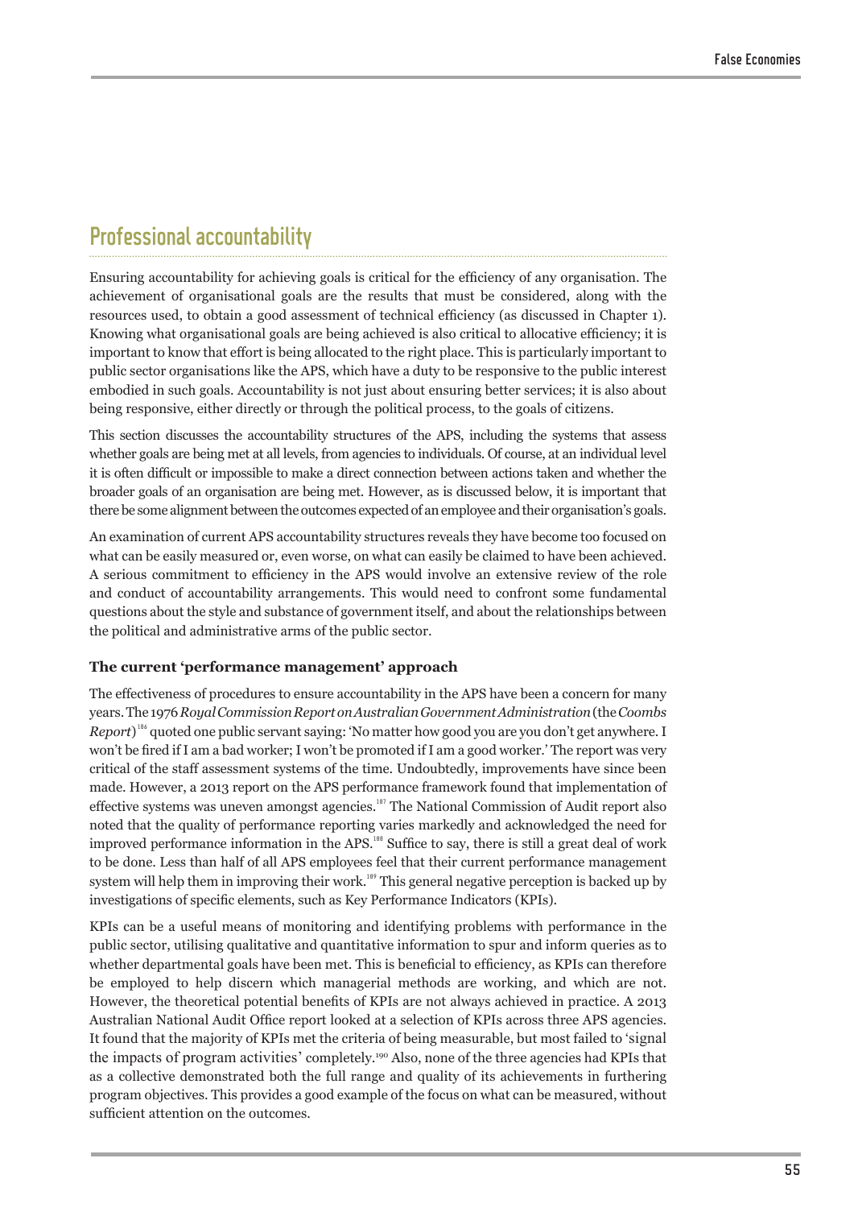## Professional accountability

Ensuring accountability for achieving goals is critical for the efficiency of any organisation. The achievement of organisational goals are the results that must be considered, along with the resources used, to obtain a good assessment of technical efficiency (as discussed in Chapter 1). Knowing what organisational goals are being achieved is also critical to allocative efficiency; it is important to know that effort is being allocated to the right place. This is particularly important to public sector organisations like the APS, which have a duty to be responsive to the public interest embodied in such goals. Accountability is not just about ensuring better services; it is also about being responsive, either directly or through the political process, to the goals of citizens.

This section discusses the accountability structures of the APS, including the systems that assess whether goals are being met at all levels, from agencies to individuals. Of course, at an individual level it is often difficult or impossible to make a direct connection between actions taken and whether the broader goals of an organisation are being met. However, as is discussed below, it is important that there be some alignment between the outcomes expected of an employee and their organisation's goals.

An examination of current APS accountability structures reveals they have become too focused on what can be easily measured or, even worse, on what can easily be claimed to have been achieved. A serious commitment to efficiency in the APS would involve an extensive review of the role and conduct of accountability arrangements. This would need to confront some fundamental questions about the style and substance of government itself, and about the relationships between the political and administrative arms of the public sector.

### The current 'performance management' approach

The effectiveness of procedures to ensure accountability in the APS have been a concern for many years. The 1976 *Royal Commission Report on Australian Government Administration* (the *Coombs Report*)[186] quoted one public servant saying: 'No matter how good you are you don't get anywhere. I won't be fired if I am a bad worker; I won't be promoted if I am a good worker.' The report was very critical of the staff assessment systems of the time. Undoubtedly, improvements have since been made. However, a 2013 report on the APS performance framework found that implementation of effective systems was uneven amongst agencies.[187] The National Commission of Audit report also noted that the quality of performance reporting varies markedly and acknowledged the need for improved performance information in the APS.[188] Suffice to say, there is still a great deal of work to be done. Less than half of all APS employees feel that their current performance management system will help them in improving their work.[189] This general negative perception is backed up by investigations of specific elements, such as Key Performance Indicators (KPIs).

KPIs can be a useful means of monitoring and identifying problems with performance in the public sector, utilising qualitative and quantitative information to spur and inform queries as to whether departmental goals have been met. This is beneficial to efficiency, as KPIs can therefore be employed to help discern which managerial methods are working, and which are not. However, the theoretical potential benefits of KPIs are not always achieved in practice. A 2013 Australian National Audit Office report looked at a selection of KPIs across three APS agencies. It found that the majority of KPIs met the criteria of being measurable, but most failed to 'signal the impacts of program activities' completely.[190] Also, none of the three agencies had KPIs that as a collective demonstrated both the full range and quality of its achievements in furthering program objectives. This provides a good example of the focus on what can be measured, without sufficient attention on the outcomes.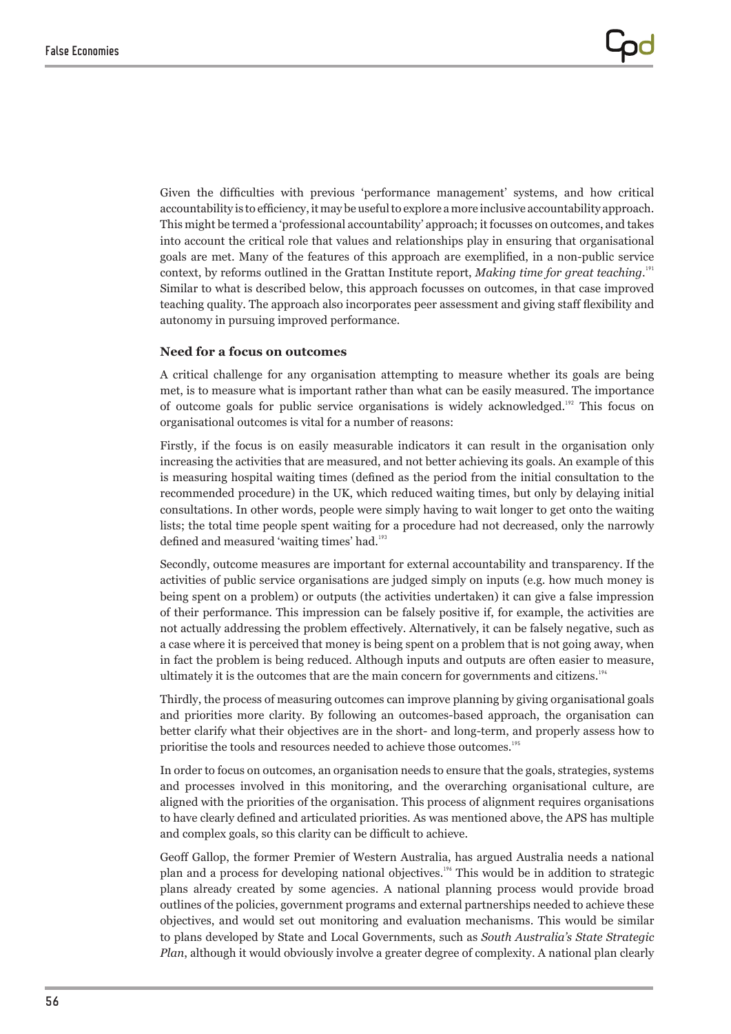Given the difficulties with previous 'performance management' systems, and how critical accountability is to efficiency, it may be useful to explore a more inclusive accountability approach. This might be termed a 'professional accountability' approach; it focusses on outcomes, and takes into account the critical role that values and relationships play in ensuring that organisational goals are met. Many of the features of this approach are exemplified, in a non-public service context, by reforms outlined in the Grattan Institute report, *Making time for great teaching*.[191] Similar to what is described below, this approach focusses on outcomes, in that case improved teaching quality. The approach also incorporates peer assessment and giving staff flexibility and autonomy in pursuing improved performance.

**Need for a focus on outcomes**

A critical challenge for any organisation attempting to measure whether its goals are being met, is to measure what is important rather than what can be easily measured. The importance of outcome goals for public service organisations is widely acknowledged.[192] This focus on organisational outcomes is vital for a number of reasons:

Firstly, if the focus is on easily measurable indicators it can result in the organisation only increasing the activities that are measured, and not better achieving its goals. An example of this is measuring hospital waiting times (defined as the period from the initial consultation to the recommended procedure) in the UK, which reduced waiting times, but only by delaying initial consultations. In other words, people were simply having to wait longer to get onto the waiting lists; the total time people spent waiting for a procedure had not decreased, only the narrowly defined and measured 'waiting times' had.[193]

Secondly, outcome measures are important for external accountability and transparency. If the activities of public service organisations are judged simply on inputs (e.g. how much money is being spent on a problem) or outputs (the activities undertaken) it can give a false impression of their performance. This impression can be falsely positive if, for example, the activities are not actually addressing the problem effectively. Alternatively, it can be falsely negative, such as a case where it is perceived that money is being spent on a problem that is not going away, when in fact the problem is being reduced. Although inputs and outputs are often easier to measure, ultimately it is the outcomes that are the main concern for governments and citizens.[194]

Thirdly, the process of measuring outcomes can improve planning by giving organisational goals and priorities more clarity. By following an outcomes-based approach, the organisation can better clarify what their objectives are in the short- and long-term, and properly assess how to prioritise the tools and resources needed to achieve those outcomes.[195]

In order to focus on outcomes, an organisation needs to ensure that the goals, strategies, systems and processes involved in this monitoring, and the overarching organisational culture, are aligned with the priorities of the organisation. This process of alignment requires organisations to have clearly defined and articulated priorities. As was mentioned above, the APS has multiple and complex goals, so this clarity can be difficult to achieve.

Geoff Gallop, the former Premier of Western Australia, has argued Australia needs a national plan and a process for developing national objectives.[196] This would be in addition to strategic plans already created by some agencies. A national planning process would provide broad outlines of the policies, government programs and external partnerships needed to achieve these objectives, and would set out monitoring and evaluation mechanisms. This would be similar to plans developed by State and Local Governments, such as *South Australia's State Strategic Plan*, although it would obviously involve a greater degree of complexity. A national plan clearly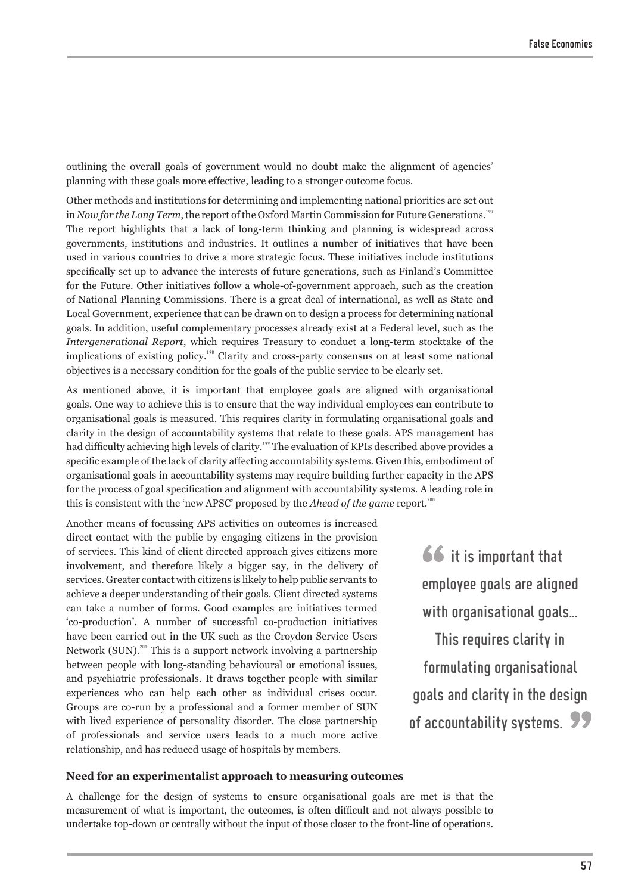outlining the overall goals of government would no doubt make the alignment of agencies' planning with these goals more effective, leading to a stronger outcome focus.

Other methods and institutions for determining and implementing national priorities are set out in *Now for the Long Term*, the report of the Oxford Martin Commission for Future Generations.[197] The report highlights that a lack of long-term thinking and planning is widespread across governments, institutions and industries. It outlines a number of initiatives that have been used in various countries to drive a more strategic focus. These initiatives include institutions specifically set up to advance the interests of future generations, such as Finland's Committee for the Future. Other initiatives follow a whole-of-government approach, such as the creation of National Planning Commissions. There is a great deal of international, as well as State and Local Government, experience that can be drawn on to design a process for determining national goals. In addition, useful complementary processes already exist at a Federal level, such as the *Intergenerational Report*, which requires Treasury to conduct a long-term stocktake of the implications of existing policy.[198] Clarity and cross-party consensus on at least some national objectives is a necessary condition for the goals of the public service to be clearly set.

As mentioned above, it is important that employee goals are aligned with organisational goals. One way to achieve this is to ensure that the way individual employees can contribute to organisational goals is measured. This requires clarity in formulating organisational goals and clarity in the design of accountability systems that relate to these goals. APS management has had difficulty achieving high levels of clarity.[199] The evaluation of KPIs described above provides a specific example of the lack of clarity affecting accountability systems. Given this, embodiment of organisational goals in accountability systems may require building further capacity in the APS for the process of goal specification and alignment with accountability systems. A leading role in this is consistent with the 'new APSC' proposed by the *Ahead of the game* report.[200]

Another means of focussing APS activities on outcomes is increased direct contact with the public by engaging citizens in the provision of services. This kind of client directed approach gives citizens more involvement, and therefore likely a bigger say, in the delivery of services. Greater contact with citizens is likely to help public servants to achieve a deeper understanding of their goals. Client directed systems can take a number of forms. Good examples are initiatives termed 'co-production'. A number of successful co-production initiatives have been carried out in the UK such as the Croydon Service Users Network (SUN).[201] This is a support network involving a partnership between people with long-standing behavioural or emotional issues, and psychiatric professionals. It draws together people with similar experiences who can help each other as individual crises occur. Groups are co-run by a professional and a former member of SUN with lived experience of personality disorder. The close partnership of professionals and service users leads to a much more active relationship, and has reduced usage of hospitals by members.

> “it is important that employee goals are aligned with organisational goals... This requires clarity in formulating organisational goals and clarity in the design of accountability systems.”

**Need for an experimentalist approach to measuring outcomes**

A challenge for the design of systems to ensure organisational goals are met is that the measurement of what is important, the outcomes, is often difficult and not always possible to undertake top-down or centrally without the input of those closer to the front-line of operations.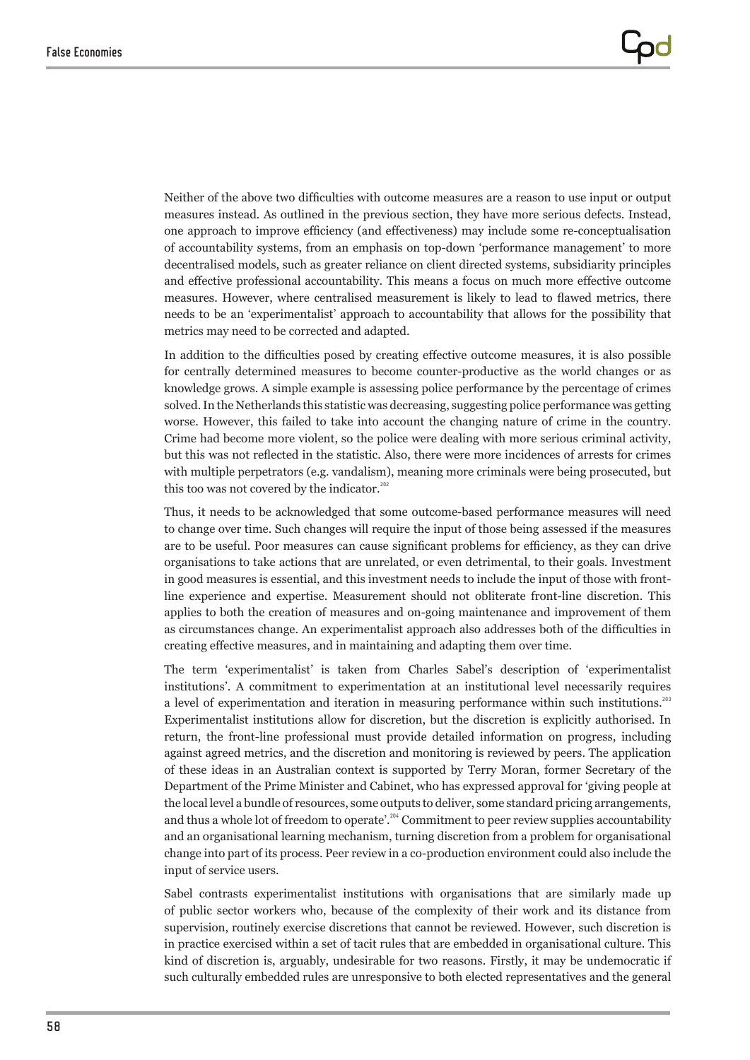Neither of the above two difficulties with outcome measures are a reason to use input or output measures instead. As outlined in the previous section, they have more serious defects. Instead, one approach to improve efficiency (and effectiveness) may include some re-conceptualisation of accountability systems, from an emphasis on top-down 'performance management' to more decentralised models, such as greater reliance on client directed systems, subsidiarity principles and effective professional accountability. This means a focus on much more effective outcome measures. However, where centralised measurement is likely to lead to flawed metrics, there needs to be an 'experimentalist' approach to accountability that allows for the possibility that metrics may need to be corrected and adapted.

In addition to the difficulties posed by creating effective outcome measures, it is also possible for centrally determined measures to become counter-productive as the world changes or as knowledge grows. A simple example is assessing police performance by the percentage of crimes solved. In the Netherlands this statistic was decreasing, suggesting police performance was getting worse. However, this failed to take into account the changing nature of crime in the country. Crime had become more violent, so the police were dealing with more serious criminal activity, but this was not reflected in the statistic. Also, there were more incidences of arrests for crimes with multiple perpetrators (e.g. vandalism), meaning more criminals were being prosecuted, but this too was not covered by the indicator.[202]

Thus, it needs to be acknowledged that some outcome-based performance measures will need to change over time. Such changes will require the input of those being assessed if the measures are to be useful. Poor measures can cause significant problems for efficiency, as they can drive organisations to take actions that are unrelated, or even detrimental, to their goals. Investment in good measures is essential, and this investment needs to include the input of those with front-line experience and expertise. Measurement should not obliterate front-line discretion. This applies to both the creation of measures and on-going maintenance and improvement of them as circumstances change. An experimentalist approach also addresses both of the difficulties in creating effective measures, and in maintaining and adapting them over time.

The term 'experimentalist' is taken from Charles Sabel's description of 'experimentalist institutions'. A commitment to experimentation at an institutional level necessarily requires a level of experimentation and iteration in measuring performance within such institutions.[203] Experimentalist institutions allow for discretion, but the discretion is explicitly authorised. In return, the front-line professional must provide detailed information on progress, including against agreed metrics, and the discretion and monitoring is reviewed by peers. The application of these ideas in an Australian context is supported by Terry Moran, former Secretary of the Department of the Prime Minister and Cabinet, who has expressed approval for 'giving people at the local level a bundle of resources, some outputs to deliver, some standard pricing arrangements, and thus a whole lot of freedom to operate'.[204] Commitment to peer review supplies accountability and an organisational learning mechanism, turning discretion from a problem for organisational change into part of its process. Peer review in a co-production environment could also include the input of service users.

Sabel contrasts experimentalist institutions with organisations that are similarly made up of public sector workers who, because of the complexity of their work and its distance from supervision, routinely exercise discretions that cannot be reviewed. However, such discretion is in practice exercised within a set of tacit rules that are embedded in organisational culture. This kind of discretion is, arguably, undesirable for two reasons. Firstly, it may be undemocratic if such culturally embedded rules are unresponsive to both elected representatives and the general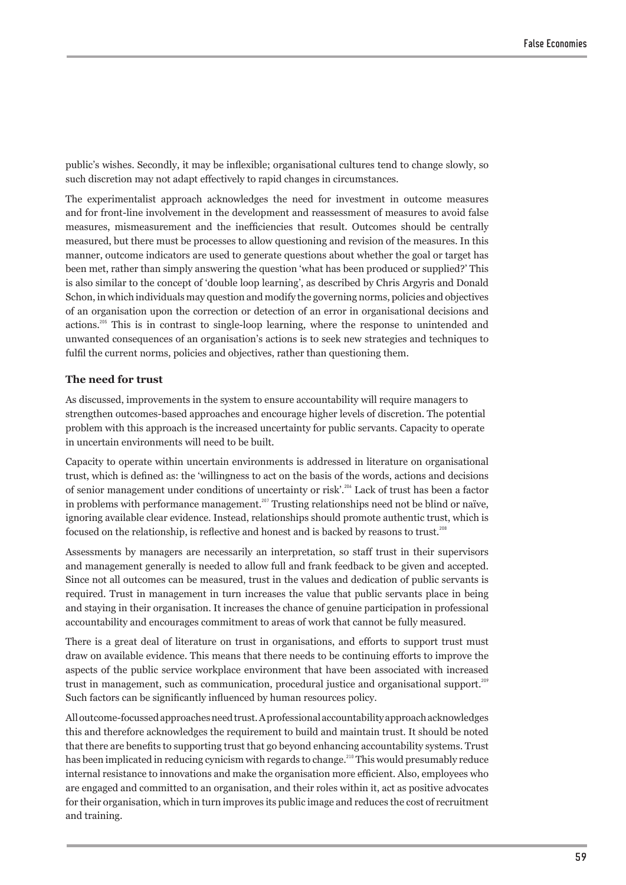public's wishes. Secondly, it may be inflexible; organisational cultures tend to change slowly, so such discretion may not adapt effectively to rapid changes in circumstances.

The experimentalist approach acknowledges the need for investment in outcome measures and for front-line involvement in the development and reassessment of measures to avoid false measures, mismeasurement and the inefficiencies that result. Outcomes should be centrally measured, but there must be processes to allow questioning and revision of the measures. In this manner, outcome indicators are used to generate questions about whether the goal or target has been met, rather than simply answering the question 'what has been produced or supplied?' This is also similar to the concept of 'double loop learning', as described by Chris Argyris and Donald Schon, in which individuals may question and modify the governing norms, policies and objectives of an organisation upon the correction or detection of an error in organisational decisions and actions.[205] This is in contrast to single-loop learning, where the response to unintended and unwanted consequences of an organisation's actions is to seek new strategies and techniques to fulfil the current norms, policies and objectives, rather than questioning them.

### The need for trust

As discussed, improvements in the system to ensure accountability will require managers to strengthen outcomes-based approaches and encourage higher levels of discretion. The potential problem with this approach is the increased uncertainty for public servants. Capacity to operate in uncertain environments will need to be built.

Capacity to operate within uncertain environments is addressed in literature on organisational trust, which is defined as: the 'willingness to act on the basis of the words, actions and decisions of senior management under conditions of uncertainty or risk'.[206] Lack of trust has been a factor in problems with performance management.[207] Trusting relationships need not be blind or naïve, ignoring available clear evidence. Instead, relationships should promote authentic trust, which is focused on the relationship, is reflective and honest and is backed by reasons to trust.[208]

Assessments by managers are necessarily an interpretation, so staff trust in their supervisors and management generally is needed to allow full and frank feedback to be given and accepted. Since not all outcomes can be measured, trust in the values and dedication of public servants is required. Trust in management in turn increases the value that public servants place in being and staying in their organisation. It increases the chance of genuine participation in professional accountability and encourages commitment to areas of work that cannot be fully measured.

There is a great deal of literature on trust in organisations, and efforts to support trust must draw on available evidence. This means that there needs to be continuing efforts to improve the aspects of the public service workplace environment that have been associated with increased trust in management, such as communication, procedural justice and organisational support.[209] Such factors can be significantly influenced by human resources policy.

All outcome-focussed approaches need trust. A professional accountability approach acknowledges this and therefore acknowledges the requirement to build and maintain trust. It should be noted that there are benefits to supporting trust that go beyond enhancing accountability systems. Trust has been implicated in reducing cynicism with regards to change.[210] This would presumably reduce internal resistance to innovations and make the organisation more efficient. Also, employees who are engaged and committed to an organisation, and their roles within it, act as positive advocates for their organisation, which in turn improves its public image and reduces the cost of recruitment and training.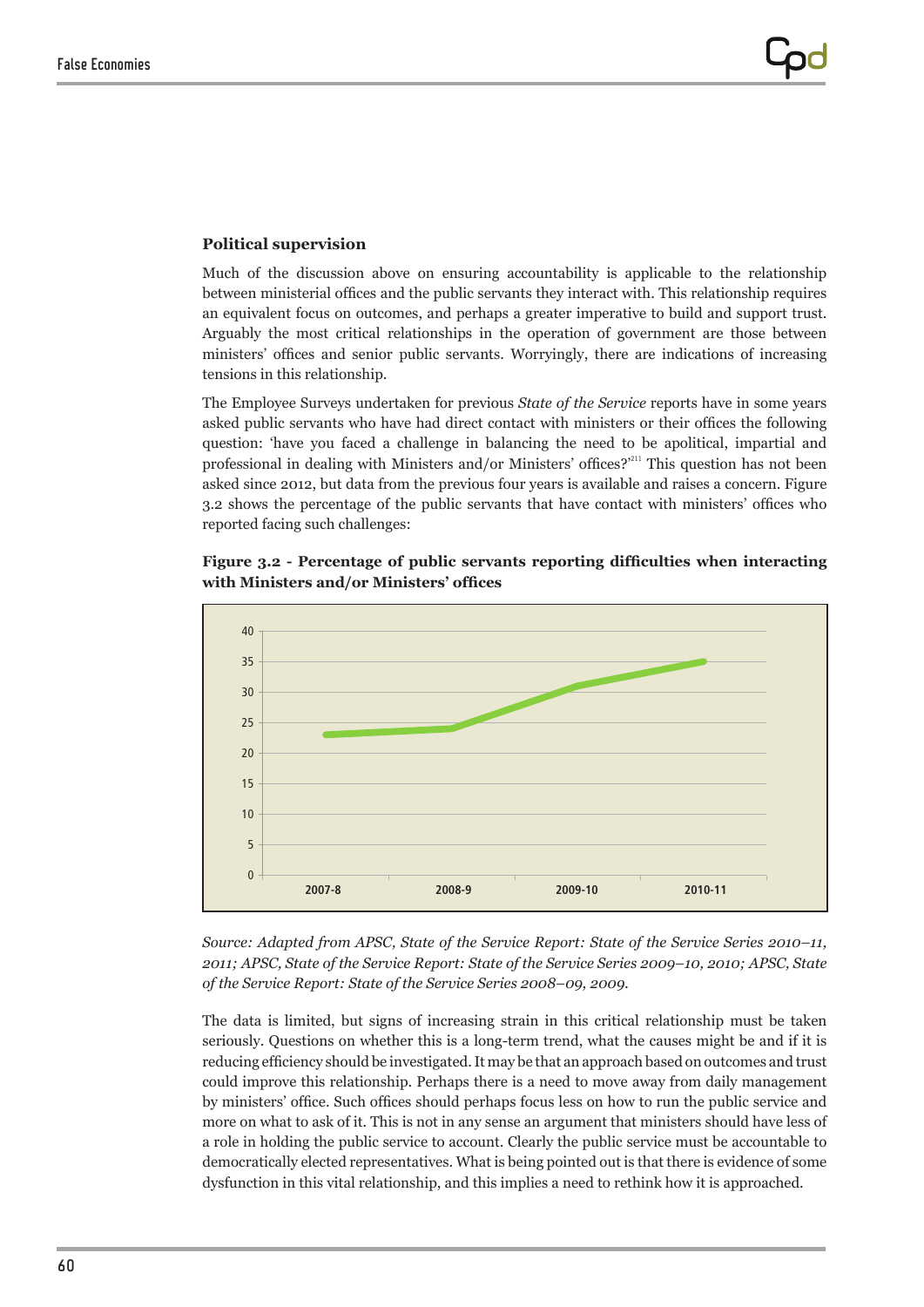### Political supervision

Much of the discussion above on ensuring accountability is applicable to the relationship between ministerial offices and the public servants they interact with. This relationship requires an equivalent focus on outcomes, and perhaps a greater imperative to build and support trust. Arguably the most critical relationships in the operation of government are those between ministers' offices and senior public servants. Worryingly, there are indications of increasing tensions in this relationship.

The Employee Surveys undertaken for previous *State of the Service* reports have in some years asked public servants who have had direct contact with ministers or their offices the following question: 'have you faced a challenge in balancing the need to be apolitical, impartial and professional in dealing with Ministers and/or Ministers' offices?'[211] This question has not been asked since 2012, but data from the previous four years is available and raises a concern. Figure 3.2 shows the percentage of the public servants that have contact with ministers' offices who reported facing such challenges:

**Figure 3.2 - Percentage of public servants reporting difficulties when interacting with Ministers and/or Ministers' offices**

*Source: Adapted from APSC, State of the Service Report: State of the Service Series 2010–11, 2011; APSC, State of the Service Report: State of the Service Series 2009–10, 2010; APSC, State of the Service Report: State of the Service Series 2008–09, 2009.*

The data is limited, but signs of increasing strain in this critical relationship must be taken seriously. Questions on whether this is a long-term trend, what the causes might be and if it is reducing efficiency should be investigated. It may be that an approach based on outcomes and trust could improve this relationship. Perhaps there is a need to move away from daily management by ministers' office. Such offices should perhaps focus less on how to run the public service and more on what to ask of it. This is not in any sense an argument that ministers should have less of a role in holding the public service to account. Clearly the public service must be accountable to democratically elected representatives. What is being pointed out is that there is evidence of some dysfunction in this vital relationship, and this implies a need to rethink how it is approached.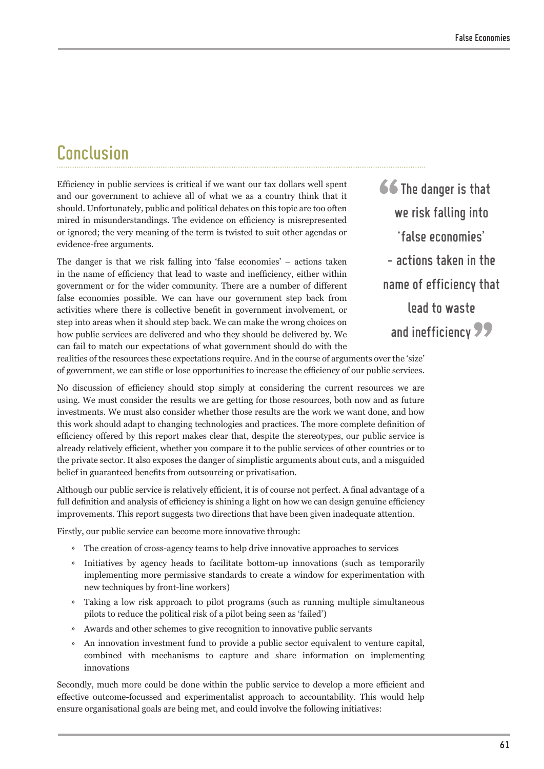## Conclusion

Efficiency in public services is critical if we want our tax dollars well spent and our government to achieve all of what we as a country think that it should. Unfortunately, public and political debates on this topic are too often mired in misunderstandings. The evidence on efficiency is misrepresented or ignored; the very meaning of the term is twisted to suit other agendas or evidence-free arguments.

> "The danger is that we risk falling into 'false economies' – actions taken in the name of efficiency that lead to waste and inefficiency"

The danger is that we risk falling into 'false economies' – actions taken in the name of efficiency that lead to waste and inefficiency, either within government or for the wider community. There are a number of different false economies possible. We can have our government step back from activities where there is collective benefit in government involvement, or step into areas when it should step back. We can make the wrong choices on how public services are delivered and who they should be delivered by. We can fail to match our expectations of what government should do with the realities of the resources these expectations require. And in the course of arguments over the 'size' of government, we can stifle or lose opportunities to increase the efficiency of our public services.

No discussion of efficiency should stop simply at considering the current resources we are using. We must consider the results we are getting for those resources, both now and as future investments. We must also consider whether those results are the work we want done, and how this work should adapt to changing technologies and practices. The more complete definition of efficiency offered by this report makes clear that, despite the stereotypes, our public service is already relatively efficient, whether you compare it to the public services of other countries or to the private sector. It also exposes the danger of simplistic arguments about cuts, and a misguided belief in guaranteed benefits from outsourcing or privatisation.

Although our public service is relatively efficient, it is of course not perfect. A final advantage of a full definition and analysis of efficiency is shining a light on how we can design genuine efficiency improvements. This report suggests two directions that have been given inadequate attention.

Firstly, our public service can become more innovative through:

- The creation of cross-agency teams to help drive innovative approaches to services
- Initiatives by agency heads to facilitate bottom-up innovations (such as temporarily implementing more permissive standards to create a window for experimentation with new techniques by front-line workers)
- Taking a low risk approach to pilot programs (such as running multiple simultaneous pilots to reduce the political risk of a pilot being seen as 'failed')
- Awards and other schemes to give recognition to innovative public servants
- An innovation investment fund to provide a public sector equivalent to venture capital, combined with mechanisms to capture and share information on implementing innovations

Secondly, much more could be done within the public service to develop a more efficient and effective outcome-focussed and experimentalist approach to accountability. This would help ensure organisational goals are being met, and could involve the following initiatives: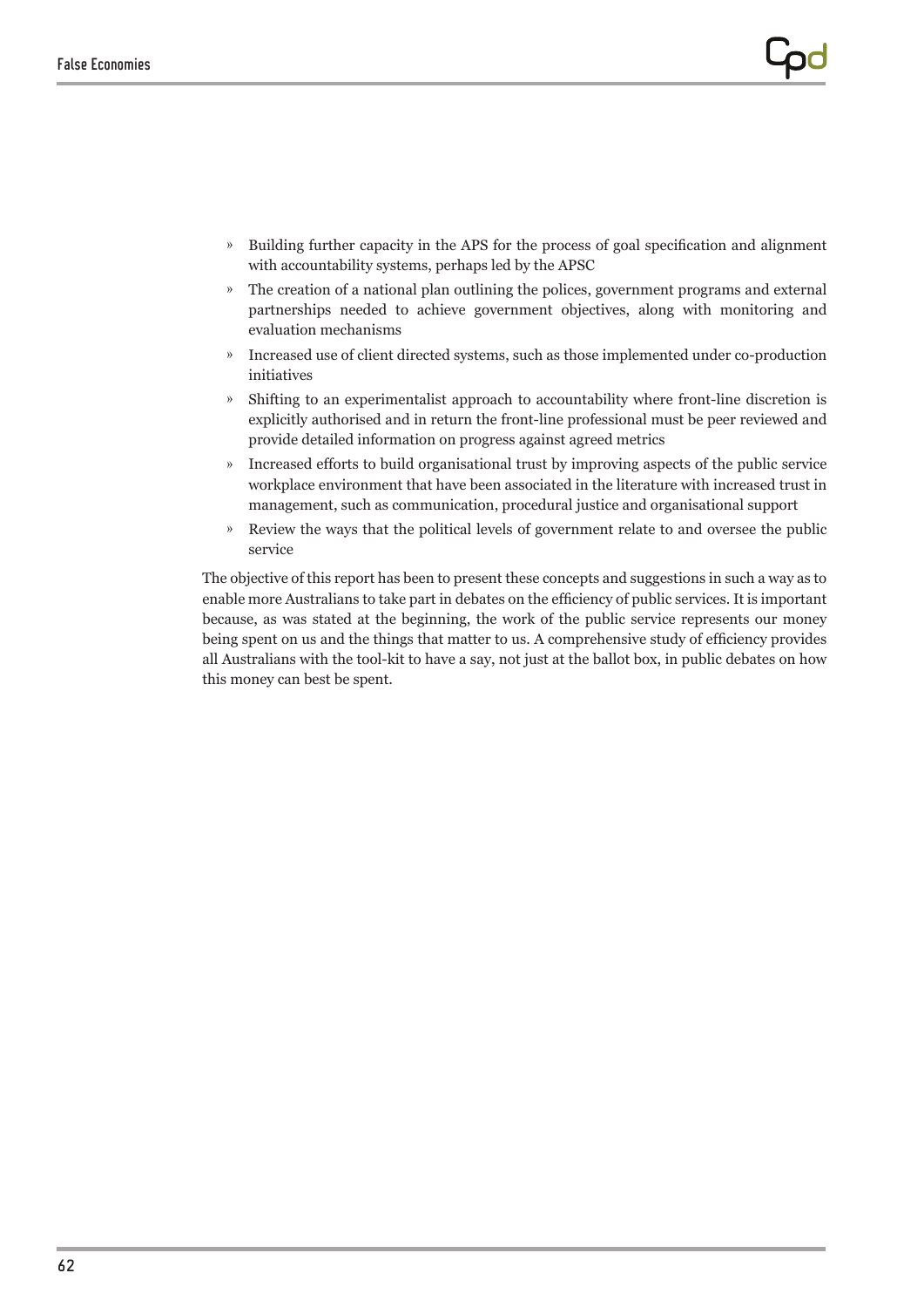- Building further capacity in the APS for the process of goal specification and alignment with accountability systems, perhaps led by the APSC
- The creation of a national plan outlining the polices, government programs and external partnerships needed to achieve government objectives, along with monitoring and evaluation mechanisms
- Increased use of client directed systems, such as those implemented under co-production initiatives
- Shifting to an experimentalist approach to accountability where front-line discretion is explicitly authorised and in return the front-line professional must be peer reviewed and provide detailed information on progress against agreed metrics
- Increased efforts to build organisational trust by improving aspects of the public service workplace environment that have been associated in the literature with increased trust in management, such as communication, procedural justice and organisational support
- Review the ways that the political levels of government relate to and oversee the public service

The objective of this report has been to present these concepts and suggestions in such a way as to enable more Australians to take part in debates on the efficiency of public services. It is important because, as was stated at the beginning, the work of the public service represents our money being spent on us and the things that matter to us. A comprehensive study of efficiency provides all Australians with the tool-kit to have a say, not just at the ballot box, in public debates on how this money can best be spent.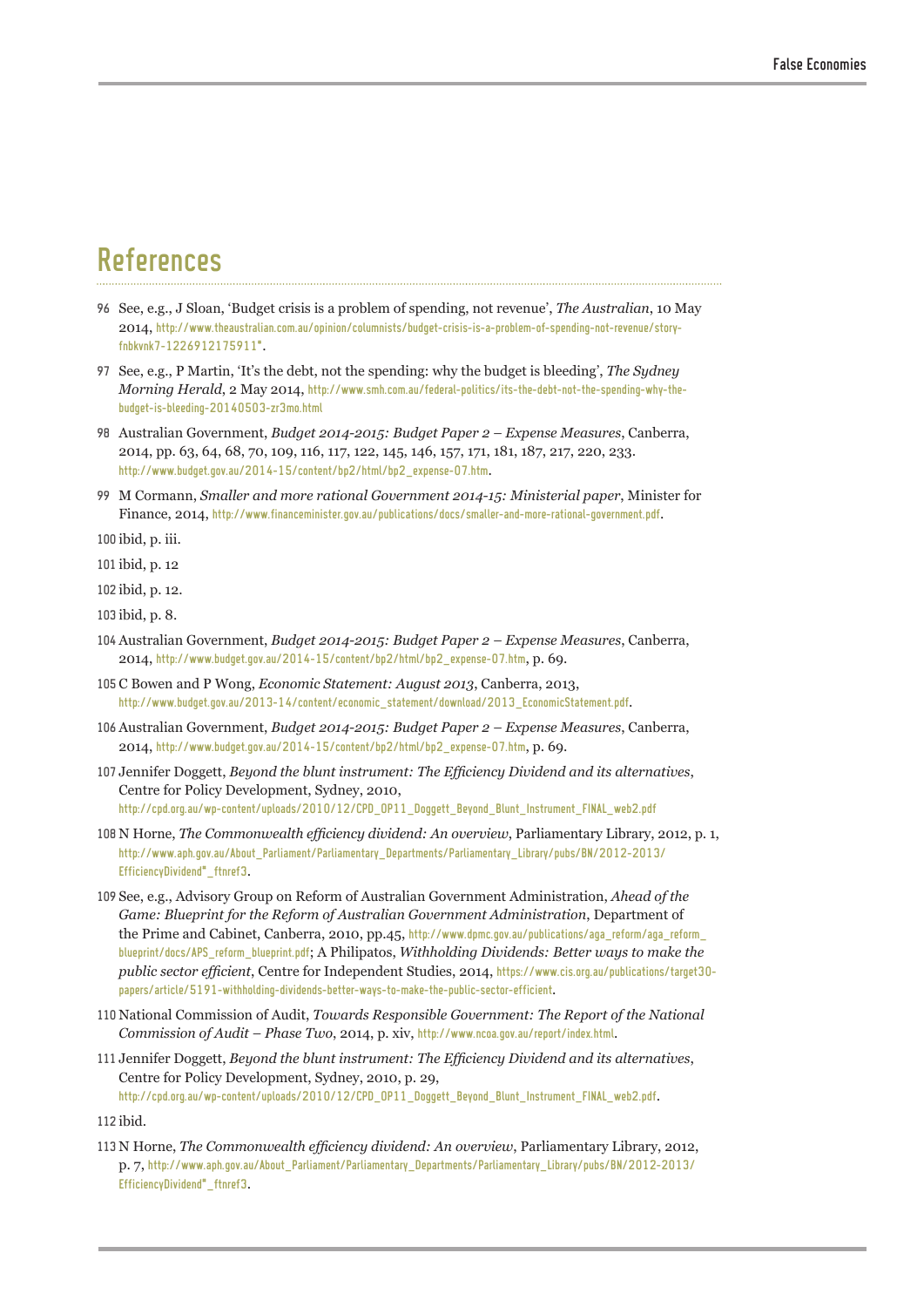## References

96 See, e.g., J Sloan, 'Budget crisis is a problem of spending, not revenue', *The Australian*, 10 May 2014, http://www.theaustralian.com.au/opinion/columnists/budget-crisis-is-a-problem-of-spending-not-revenue/story-fnbkvnk7-1226912175911".

97 See, e.g., P Martin, 'It's the debt, not the spending: why the budget is bleeding', *The Sydney Morning Herald*, 2 May 2014, http://www.smh.com.au/federal-politics/its-the-debt-not-the-spending-why-the-budget-is-bleeding-20140503-zr3mo.html

98 Australian Government, *Budget 2014-2015: Budget Paper 2 – Expense Measures*, Canberra, 2014, pp. 63, 64, 68, 70, 109, 116, 117, 122, 145, 146, 157, 171, 181, 187, 217, 220, 233. http://www.budget.gov.au/2014-15/content/bp2/html/bp2_expense-07.htm.

99 M Cormann, *Smaller and more rational Government 2014-15: Ministerial paper*, Minister for Finance, 2014, http://www.financeminister.gov.au/publications/docs/smaller-and-more-rational-government.pdf.

100 ibid, p. iii.

101 ibid, p. 12

102 ibid, p. 12.

103 ibid, p. 8.

104 Australian Government, *Budget 2014-2015: Budget Paper 2 – Expense Measures*, Canberra, 2014, http://www.budget.gov.au/2014-15/content/bp2/html/bp2_expense-07.htm, p. 69.

105 C Bowen and P Wong, *Economic Statement: August 2013*, Canberra, 2013, http://www.budget.gov.au/2013-14/content/economic_statement/download/2013_EconomicStatement.pdf.

106 Australian Government, *Budget 2014-2015: Budget Paper 2 – Expense Measures*, Canberra, 2014, http://www.budget.gov.au/2014-15/content/bp2/html/bp2_expense-07.htm, p. 69.

107 Jennifer Doggett, *Beyond the blunt instrument: The Efficiency Dividend and its alternatives*, Centre for Policy Development, Sydney, 2010, http://cpd.org.au/wp-content/uploads/2010/12/CPD_OP11_Doggett_Beyond_Blunt_Instrument_FINAL_web2.pdf

108 N Horne, *The Commonwealth efficiency dividend: An overview*, Parliamentary Library, 2012, p. 1, http://www.aph.gov.au/About_Parliament/Parliamentary_Departments/Parliamentary_Library/pubs/BN/2012-2013/EfficiencyDividend"_ftnref3.

109 See, e.g., Advisory Group on Reform of Australian Government Administration, *Ahead of the Game: Blueprint for the Reform of Australian Government Administration*, Department of the Prime and Cabinet, Canberra, 2010, pp.45, http://www.dpmc.gov.au/publications/aga_reform/aga_reform_blueprint/docs/APS_reform_blueprint.pdf; A Philipatos, *Withholding Dividends: Better ways to make the public sector efficient*, Centre for Independent Studies, 2014, https://www.cis.org.au/publications/target30-papers/article/5191-withholding-dividends-better-ways-to-make-the-public-sector-efficient.

110 National Commission of Audit, *Towards Responsible Government: The Report of the National Commission of Audit – Phase Two*, 2014, p. xiv, http://www.ncoa.gov.au/report/index.html.

111 Jennifer Doggett, *Beyond the blunt instrument: The Efficiency Dividend and its alternatives*, Centre for Policy Development, Sydney, 2010, p. 29, http://cpd.org.au/wp-content/uploads/2010/12/CPD_OP11_Doggett_Beyond_Blunt_Instrument_FINAL_web2.pdf.

112 ibid.

113 N Horne, *The Commonwealth efficiency dividend: An overview*, Parliamentary Library, 2012, p. 7, http://www.aph.gov.au/About_Parliament/Parliamentary_Departments/Parliamentary_Library/pubs/BN/2012-2013/EfficiencyDividend"_ftnref3.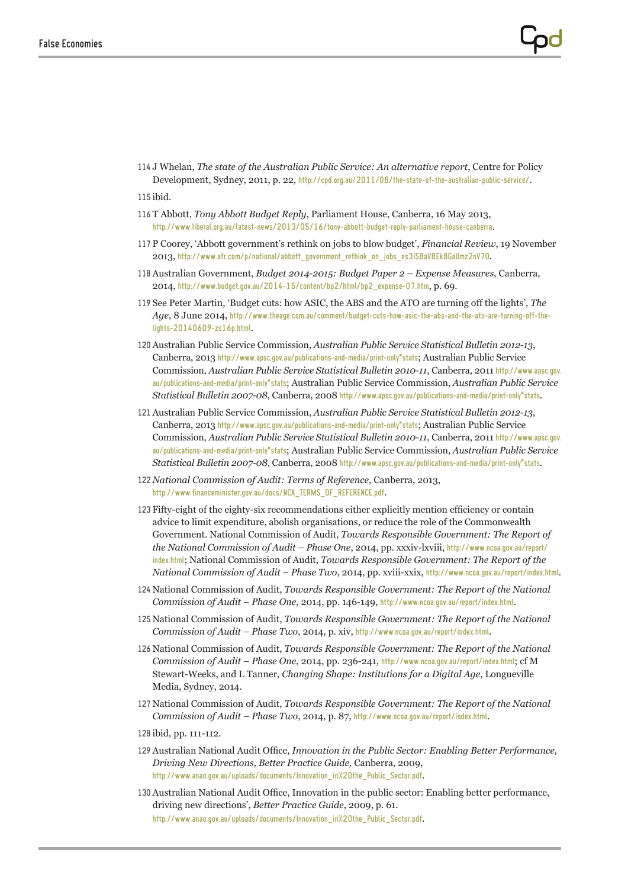114 J Whelan, *The state of the Australian Public Service: An alternative report*, Centre for Policy Development, Sydney, 2011, p. 22, http://cpd.org.au/2011/08/the-state-of-the-australian-public-service/.

115 ibid.

116 T Abbott, *Tony Abbott Budget Reply*, Parliament House, Canberra, 16 May 2013, http://www.liberal.org.au/latest-news/2013/05/16/tony-abbott-budget-reply-parliament-house-canberra.

117 P Coorey, 'Abbott government's rethink on jobs to blow budget', *Financial Review*, 19 November 2013, http://www.afr.com/p/national/abbott_government_rethink_on_jobs_es3iSBaV8EkBGaUmz2nV7O.

118 Australian Government, *Budget 2014-2015: Budget Paper 2 – Expense Measures*, Canberra, 2014, http://www.budget.gov.au/2014-15/content/bp2/html/bp2_expense-07.htm, p. 69.

119 See Peter Martin, 'Budget cuts: how ASIC, the ABS and the ATO are turning off the lights', *The Age*, 8 June 2014, http://www.theage.com.au/comment/budget-cuts-how-asic-the-abs-and-the-ato-are-turning-off-the-lights-20140609-zs16p.html.

120 Australian Public Service Commission, *Australian Public Service Statistical Bulletin 2012-13*, Canberra, 2013 http://www.apsc.gov.au/publications-and-media/print-only"stats; Australian Public Service Commission, *Australian Public Service Statistical Bulletin 2010-11*, Canberra, 2011 http://www.apsc.gov.au/publications-and-media/print-only"stats; Australian Public Service Commission, *Australian Public Service Statistical Bulletin 2007-08*, Canberra, 2008 http://www.apsc.gov.au/publications-and-media/print-only"stats.

121 Australian Public Service Commission, *Australian Public Service Statistical Bulletin 2012-13*, Canberra, 2013 http://www.apsc.gov.au/publications-and-media/print-only"stats; Australian Public Service Commission, *Australian Public Service Statistical Bulletin 2010-11*, Canberra, 2011 http://www.apsc.gov.au/publications-and-media/print-only"stats; Australian Public Service Commission, *Australian Public Service Statistical Bulletin 2007-08*, Canberra, 2008 http://www.apsc.gov.au/publications-and-media/print-only"stats.

122 *National Commission of Audit: Terms of Reference*, Canberra, 2013, http://www.financeminister.gov.au/docs/NCA_TERMS_OF_REFERENCE.pdf.

123 Fifty-eight of the eighty-six recommendations either explicitly mention efficiency or contain advice to limit expenditure, abolish organisations, or reduce the role of the Commonwealth Government. National Commission of Audit, *Towards Responsible Government: The Report of the National Commission of Audit – Phase One*, 2014, pp. xxxiv-lxviii, http://www.ncoa.gov.au/report/index.html; National Commission of Audit, *Towards Responsible Government: The Report of the National Commission of Audit – Phase Two*, 2014, pp. xviii-xxix, http://www.ncoa.gov.au/report/index.html.

124 National Commission of Audit, *Towards Responsible Government: The Report of the National Commission of Audit – Phase One*, 2014, pp. 146-149, http://www.ncoa.gov.au/report/index.html.

125 National Commission of Audit, *Towards Responsible Government: The Report of the National Commission of Audit – Phase Two*, 2014, p. xiv, http://www.ncoa.gov.au/report/index.html.

126 National Commission of Audit, *Towards Responsible Government: The Report of the National Commission of Audit – Phase One*, 2014, pp. 236-241, http://www.ncoa.gov.au/report/index.html; cf M Stewart-Weeks, and L Tanner, *Changing Shape: Institutions for a Digital Age*, Longueville Media, Sydney, 2014.

127 National Commission of Audit, *Towards Responsible Government: The Report of the National Commission of Audit – Phase Two*, 2014, p. 87, http://www.ncoa.gov.au/report/index.html.

128 ibid, pp. 111-112.

129 Australian National Audit Office, *Innovation in the Public Sector: Enabling Better Performance, Driving New Directions, Better Practice Guide,* Canberra, 2009, http://www.anao.gov.au/uploads/documents/Innovation_in%20the_Public_Sector.pdf.

130 Australian National Audit Office, Innovation in the public sector: Enabling better performance, driving new directions'*, Better Practice Guide*, 2009, p. 61. http://www.anao.gov.au/uploads/documents/Innovation_in%20the_Public_Sector.pdf.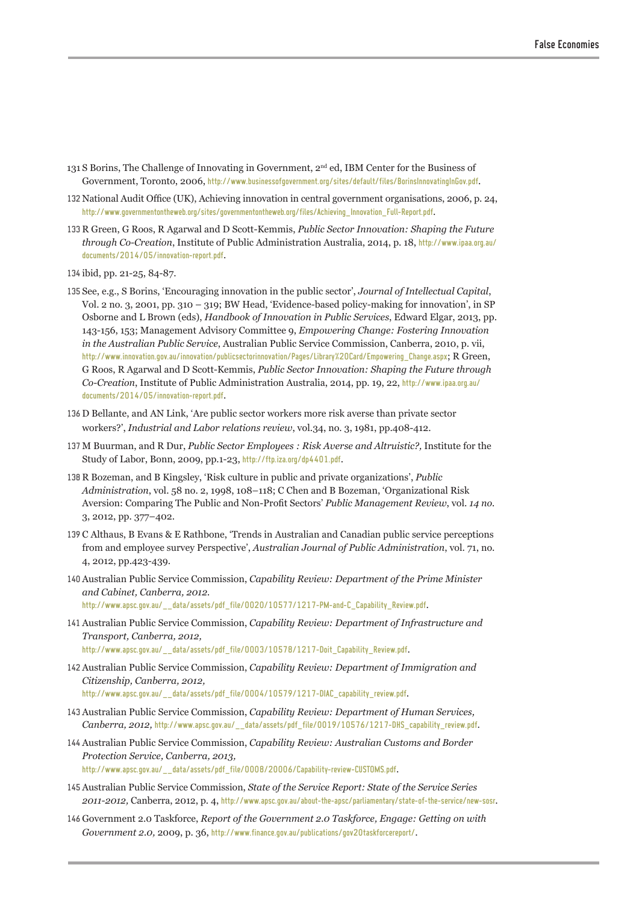131 S Borins, The Challenge of Innovating in Government, 2nd ed, IBM Center for the Business of Government, Toronto, 2006, http://www.businessofgovernment.org/sites/default/files/BorinsInnovatingInGov.pdf.

132 National Audit Office (UK), Achieving innovation in central government organisations, 2006, p. 24, http://www.governmentontheweb.org/sites/governmentontheweb.org/files/Achieving_Innovation_Full-Report.pdf.

133 R Green, G Roos, R Agarwal and D Scott-Kemmis, *Public Sector Innovation: Shaping the Future through Co-Creation*, Institute of Public Administration Australia, 2014, p. 18, http://www.ipaa.org.au/documents/2014/05/innovation-report.pdf.

134 ibid, pp. 21-25, 84-87.

135 See, e.g., S Borins, 'Encouraging innovation in the public sector', *Journal of Intellectual Capital*, Vol. 2 no. 3, 2001, pp. 310 – 319; BW Head, 'Evidence-based policy-making for innovation', in SP Osborne and L Brown (eds), *Handbook of Innovation in Public Services*, Edward Elgar, 2013, pp. 143-156, 153; Management Advisory Committee 9, *Empowering Change: Fostering Innovation in the Australian Public Service*, Australian Public Service Commission, Canberra, 2010, p. vii, http://www.innovation.gov.au/innovation/publicsectorinnovation/Pages/Library%20Card/Empowering_Change.aspx; R Green, G Roos, R Agarwal and D Scott-Kemmis, *Public Sector Innovation: Shaping the Future through Co-Creation*, Institute of Public Administration Australia, 2014, pp. 19, 22, http://www.ipaa.org.au/documents/2014/05/innovation-report.pdf.

136 D Bellante, and AN Link, 'Are public sector workers more risk averse than private sector workers?', *Industrial and Labor relations review*, vol.34, no. 3, 1981, pp.408-412.

137 M Buurman, and R Dur, *Public Sector Employees : Risk Averse and Altruistic?,* Institute for the Study of Labor, Bonn, 2009, pp.1-23, http://ftp.iza.org/dp4401.pdf.

138 R Bozeman, and B Kingsley, 'Risk culture in public and private organizations', *Public Administration*, vol. 58 no. 2, 1998, 108–118; C Chen and B Bozeman, 'Organizational Risk Aversion: Comparing The Public and Non-Profit Sectors' *Public Management Review*, vol. *14 no.* 3, 2012, pp. 377–402.

139 C Althaus, B Evans & E Rathbone, 'Trends in Australian and Canadian public service perceptions from and employee survey Perspective', *Australian Journal of Public Administration*, vol. 71, no. 4, 2012, pp.423-439.

140 Australian Public Service Commission, *Capability Review: Department of the Prime Minister and Cabinet, Canberra, 2012.* http://www.apsc.gov.au/__data/assets/pdf_file/0020/10577/1217-PM-and-C_Capability_Review.pdf.

141 Australian Public Service Commission, *Capability Review: Department of Infrastructure and Transport, Canberra, 2012,* http://www.apsc.gov.au/__data/assets/pdf_file/0003/10578/1217-Doit_Capability_Review.pdf.

142 Australian Public Service Commission, *Capability Review: Department of Immigration and Citizenship, Canberra, 2012,* http://www.apsc.gov.au/__data/assets/pdf_file/0004/10579/1217-DIAC_capability_review.pdf.

143 Australian Public Service Commission, *Capability Review: Department of Human Services, Canberra, 2012,* http://www.apsc.gov.au/__data/assets/pdf_file/0019/10576/1217-DHS_capability_review.pdf.

144 Australian Public Service Commission, *Capability Review: Australian Customs and Border Protection Service, Canberra, 2013,* http://www.apsc.gov.au/__data/assets/pdf_file/0008/20006/Capability-review-CUSTOMS.pdf.

145 Australian Public Service Commission, *State of the Service Report: State of the Service Series 2011-2012,* Canberra, 2012, p. 4, http://www.apsc.gov.au/about-the-apsc/parliamentary/state-of-the-service/new-sosr.

146 Government 2.0 Taskforce, *Report of the Government 2.0 Taskforce, Engage: Getting on with Government 2.0,* 2009, p. 36, http://www.finance.gov.au/publications/gov20taskforcereport/.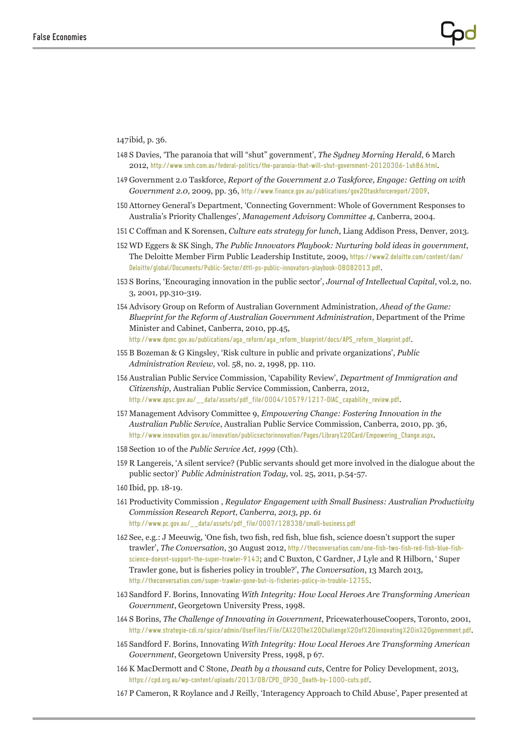147ibid, p. 36.

148 S Davies, 'The paranoia that will "shut" government', *The Sydney Morning Herald*, 6 March 2012, http://www.smh.com.au/federal-politics/the-paranoia-that-will-shut-government-20120306-1uh86.html.

149 Government 2.0 Taskforce, *Report of the Government 2.0 Taskforce, Engage: Getting on with Government 2.0,* 2009, pp. 36, http://www.finance.gov.au/publications/gov20taskforcereport/2009.

150 Attorney General's Department, 'Connecting Government: Whole of Government Responses to Australia's Priority Challenges', *Management Advisory Committee 4,* Canberra, 2004.

151 C Coffman and K Sorensen, *Culture eats strategy for lunch*, Liang Addison Press, Denver, 2013.

152 WD Eggers & SK Singh, *The Public Innovators Playbook: Nurturing bold ideas in government*, The Deloitte Member Firm Public Leadership Institute, 2009, https://www2.deloitte.com/content/dam/Deloitte/global/Documents/Public-Sector/dttl-ps-public-innovators-playbook-08082013.pdf.

153 S Borins, 'Encouraging innovation in the public sector', *Journal of Intellectual Capital*, vol.2, no. 3, 2001, pp.310-319.

154 Advisory Group on Reform of Australian Government Administration, *Ahead of the Game: Blueprint for the Reform of Australian Government Administration*, Department of the Prime Minister and Cabinet, Canberra, 2010, pp.45, http://www.dpmc.gov.au/publications/aga_reform/aga_reform_blueprint/docs/APS_reform_blueprint.pdf.

155 B Bozeman & G Kingsley, 'Risk culture in public and private organizations', *Public Administration Review,* vol. 58, no. 2, 1998, pp. 110.

156 Australian Public Service Commission, 'Capability Review', *Department of Immigration and Citizenship*, Australian Public Service Commission, Canberra, 2012, http://www.apsc.gov.au/__data/assets/pdf_file/0004/10579/1217-DIAC_capability_review.pdf.

157 Management Advisory Committee 9, *Empowering Change: Fostering Innovation in the Australian Public Service*, Australian Public Service Commission, Canberra, 2010, pp. 36, http://www.innovation.gov.au/innovation/publicsectorinnovation/Pages/Library%20Card/Empowering_Change.aspx.

158 Section 10 of the *Public Service Act, 1999* (Cth).

159 R Langereis, 'A silent service? (Public servants should get more involved in the dialogue about the public sector)' *Public Administration Today,* vol. 25, 2011, p.54-57.

160 Ibid, pp. 18-19.

161 Productivity Commission , *Regulator Engagement with Small Business: Australian Productivity Commission Research Report, Canberra, 2013, pp. 61* http://www.pc.gov.au/__data/assets/pdf_file/0007/128338/small-business.pdf

162 See, e.g.: J Meeuwig, 'One fish, two fish, red fish, blue fish, science doesn't support the super trawler', *The Conversation*, 30 August 2012, http://theconversation.com/one-fish-two-fish-red-fish-blue-fish-science-doesnt-support-the-super-trawler-9143; and C Buxton, C Gardner, J Lyle and R Hilborn, ' Super Trawler gone, but is fisheries policy in trouble?', *The Conversation*, 13 March 2013, http://theconversation.com/super-trawler-gone-but-is-fisheries-policy-in-trouble-12755.

163 Sandford F. Borins, Innovating *With Integrity: How Local Heroes Are Transforming American Government*, Georgetown University Press, 1998.

164 S Borins, *The Challenge of Innovating in Government*, PricewaterhouseCoopers, Toronto, 2001, http://www.strategie-cdi.ro/spice/admin/UserFiles/File/CA%20The%20Challenge%20of%20innovating%20in%20government.pdf.

165 Sandford F. Borins, Innovating *With Integrity: How Local Heroes Are Transforming American Government*, Georgetown University Press, 1998, p 67.

166 K MacDermott and C Stone, *Death by a thousand cuts*, Centre for Policy Development, 2013, https://cpd.org.au/wp-content/uploads/2013/08/CPD_OP30_Death-by-1000-cuts.pdf.

167 P Cameron, R Roylance and J Reilly, 'Interagency Approach to Child Abuse', Paper presented at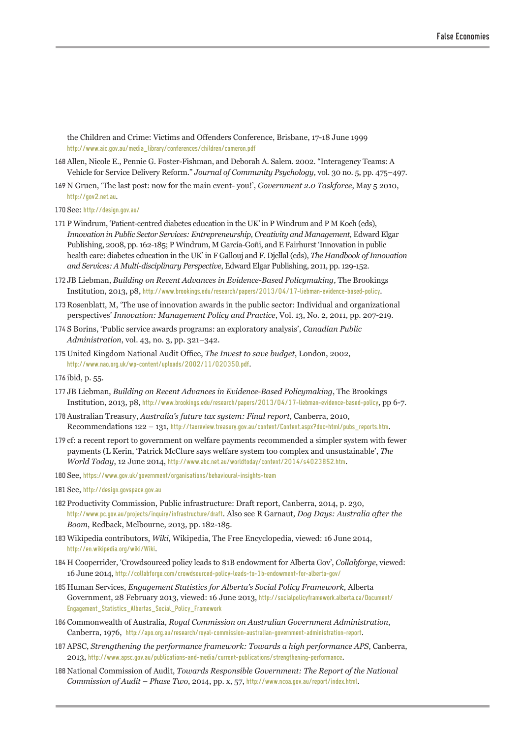the Children and Crime: Victims and Offenders Conference, Brisbane, 17-18 June 1999 http://www.aic.gov.au/media_library/conferences/children/cameron.pdf

168 Allen, Nicole E., Pennie G. Foster-Fishman, and Deborah A. Salem. 2002. "Interagency Teams: A Vehicle for Service Delivery Reform." *Journal of Community Psychology,* vol. 30 no. 5, pp. 475–497.

169 N Gruen, 'The last post: now for the main event- you!', *Government 2.0 Taskforce*, May 5 2010, http://gov2.net.au.

170 See: http://design.gov.au/

171 P Windrum, 'Patient-centred diabetes education in the UK' in P Windrum and P M Koch (eds), *Innovation in Public Sector Services: Entrepreneurship, Creativity and Management,* Edward Elgar Publishing, 2008, pp. 162-185; P Windrum, M García-Goñi, and E Fairhurst 'Innovation in public health care: diabetes education in the UK' in F Gallouj and F. Djellal (eds), *The Handbook of Innovation and Services: A Multi-disciplinary Perspective*, Edward Elgar Publishing, 2011, pp. 129-152.

172 JB Liebman, *Building on Recent Advances in Evidence-Based Policymaking*, The Brookings Institution, 2013, p8, http://www.brookings.edu/research/papers/2013/04/17-liebman-evidence-based-policy.

173 Rosenblatt, M, 'The use of innovation awards in the public sector: Individual and organizational perspectives' *Innovation: Management Policy and Practice*, Vol. 13, No. 2, 2011, pp. 207-219.

174 S Borins, 'Public service awards programs: an exploratory analysis', *Canadian Public Administration*, vol. 43, no. 3, pp. 321–342.

175 United Kingdom National Audit Office, *The Invest to save budget*, London, 2002, http://www.nao.org.uk/wp-content/uploads/2002/11/020350.pdf.

176 ibid, p. 55.

177 JB Liebman, *Building on Recent Advances in Evidence-Based Policymaking*, The Brookings Institution, 2013, p8, http://www.brookings.edu/research/papers/2013/04/17-liebman-evidence-based-policy, pp 6-7.

178 Australian Treasury, *Australia's future tax system: Final report*, Canberra, 2010, Recommendations 122 – 131, http://taxreview.treasury.gov.au/content/Content.aspx?doc=html/pubs_reports.htm.

179 cf: a recent report to government on welfare payments recommended a simpler system with fewer payments (L Kerin, 'Patrick McClure says welfare system too complex and unsustainable', *The World Today*, 12 June 2014, http://www.abc.net.au/worldtoday/content/2014/s4023852.htm.

180 See, https://www.gov.uk/government/organisations/behavioural-insights-team

181 See, http://design.govspace.gov.au

182 Productivity Commission, Public infrastructure: Draft report, Canberra, 2014, p. 230, http://www.pc.gov.au/projects/inquiry/infrastructure/draft. Also see R Garnaut, *Dog Days: Australia after the Boom*, Redback, Melbourne, 2013, pp. 182-185.

183 Wikipedia contributors, *Wiki*, Wikipedia, The Free Encyclopedia*,* viewed: 16 June 2014, http://en.wikipedia.org/wiki/Wiki.

184 H Cooperrider, 'Crowdsourced policy leads to $1B endowment for Alberta Gov', *Collabforge*, viewed: 16 June 2014, http://collabforge.com/crowdsourced-policy-leads-to-1b-endowment-for-alberta-gov/

185 Human Services, *Engagement Statistics for Alberta's Social Policy Framework*, Alberta Government, 28 February 2013, viewed: 16 June 2013, http://socialpolicyframework.alberta.ca/Document/Engagement_Statistics_Albertas_Social_Policy_Framework

186 Commonwealth of Australia, *Royal Commission on Australian Government Administration*, Canberra, 1976, http://apo.org.au/research/royal-commission-australian-government-administration-report.

187 APSC, *Strengthening the performance framework: Towards a high performance APS*, Canberra, 2013, http://www.apsc.gov.au/publications-and-media/current-publications/strengthening-performance.

188 National Commission of Audit, *Towards Responsible Government: The Report of the National Commission of Audit – Phase Two*, 2014, pp. x, 57, http://www.ncoa.gov.au/report/index.html.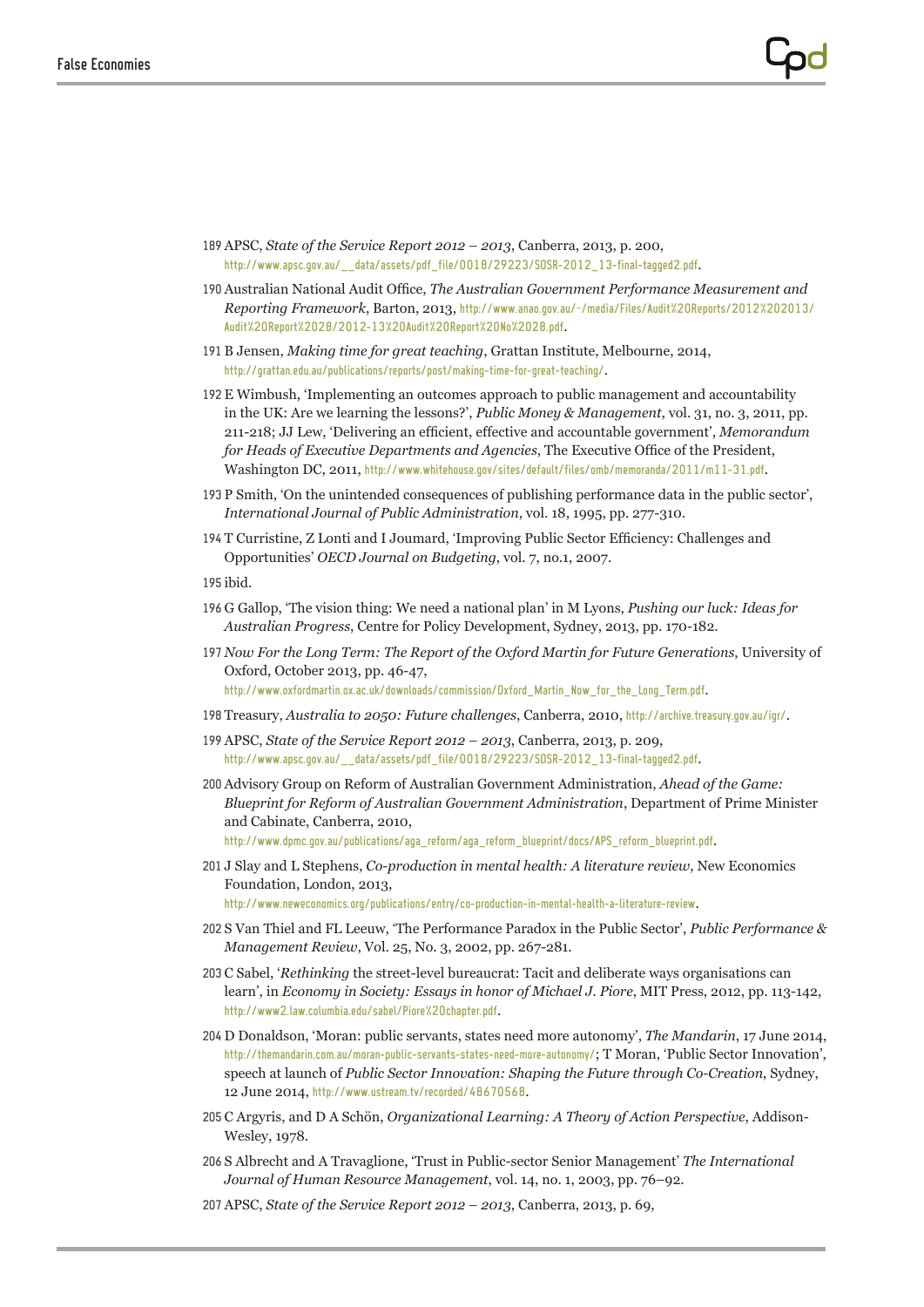189 APSC, *State of the Service Report 2012 – 2013*, Canberra, 2013, p. 200, http://www.apsc.gov.au/__data/assets/pdf_file/0018/29223/SOSR-2012_13-final-tagged2.pdf.

190 Australian National Audit Office, *The Australian Government Performance Measurement and Reporting Framework*, Barton, 2013, http://www.anao.gov.au/~/media/Files/Audit%20Reports/2012%202013/Audit%20Report%2028/2012-13%20Audit%20Report%20No%2028.pdf.

191 B Jensen, *Making time for great teaching*, Grattan Institute, Melbourne, 2014, http://grattan.edu.au/publications/reports/post/making-time-for-great-teaching/.

192 E Wimbush, 'Implementing an outcomes approach to public management and accountability in the UK: Are we learning the lessons?', *Public Money & Management*, vol. 31, no. 3, 2011, pp. 211-218; JJ Lew, 'Delivering an efficient, effective and accountable government', *Memorandum for Heads of Executive Departments and Agencies*, The Executive Office of the President, Washington DC, 2011, http://www.whitehouse.gov/sites/default/files/omb/memoranda/2011/m11-31.pdf.

193 P Smith, 'On the unintended consequences of publishing performance data in the public sector', *International Journal of Public Administration*, vol. 18, 1995, pp. 277-310.

194 T Curristine, Z Lonti and I Joumard, 'Improving Public Sector Efficiency: Challenges and Opportunities' *OECD Journal on Budgeting*, vol. 7, no.1, 2007.

195 ibid.

196 G Gallop, 'The vision thing: We need a national plan' in M Lyons, *Pushing our luck: Ideas for Australian Progress*, Centre for Policy Development, Sydney, 2013, pp. 170-182.

197 *Now For the Long Term: The Report of the Oxford Martin for Future Generations*, University of Oxford, October 2013, pp. 46-47, http://www.oxfordmartin.ox.ac.uk/downloads/commission/Oxford_Martin_Now_for_the_Long_Term.pdf.

198 Treasury, *Australia to 2050: Future challenges*, Canberra, 2010, http://archive.treasury.gov.au/igr/.

199 APSC, *State of the Service Report 2012 – 2013*, Canberra, 2013, p. 209, http://www.apsc.gov.au/__data/assets/pdf_file/0018/29223/SOSR-2012_13-final-tagged2.pdf.

200 Advisory Group on Reform of Australian Government Administration, *Ahead of the Game: Blueprint for Reform of Australian Government Administration*, Department of Prime Minister and Cabinate, Canberra, 2010, http://www.dpmc.gov.au/publications/aga_reform/aga_reform_blueprint/docs/APS_reform_blueprint.pdf.

201 J Slay and L Stephens, *Co-production in mental health: A literature review*, New Economics Foundation, London, 2013, http://www.neweconomics.org/publications/entry/co-production-in-mental-health-a-literature-review.

202 S Van Thiel and FL Leeuw, 'The Performance Paradox in the Public Sector', *Public Performance & Management Review*, Vol. 25, No. 3, 2002, pp. 267-281.

203 C Sabel, '*Rethinking* the street-level bureaucrat: Tacit and deliberate ways organisations can learn', in *Economy in Society: Essays in honor of Michael J. Piore*, MIT Press, 2012, pp. 113-142, http://www2.law.columbia.edu/sabel/Piore%20chapter.pdf.

204 D Donaldson, 'Moran: public servants, states need more autonomy', *The Mandarin*, 17 June 2014, http://themandarin.com.au/moran-public-servants-states-need-more-autonomy/; T Moran, 'Public Sector Innovation', speech at launch of *Public Sector Innovation: Shaping the Future through Co-Creation*, Sydney, 12 June 2014, http://www.ustream.tv/recorded/48670568.

205 C Argyris, and D A Schön, *Organizational Learning: A Theory of Action Perspective*, Addison-Wesley, 1978.

206 S Albrecht and A Travaglione, 'Trust in Public-sector Senior Management' *The International Journal of Human Resource Management*, vol. 14, no. 1, 2003, pp. 76–92.

207 APSC, *State of the Service Report 2012 – 2013*, Canberra, 2013, p. 69,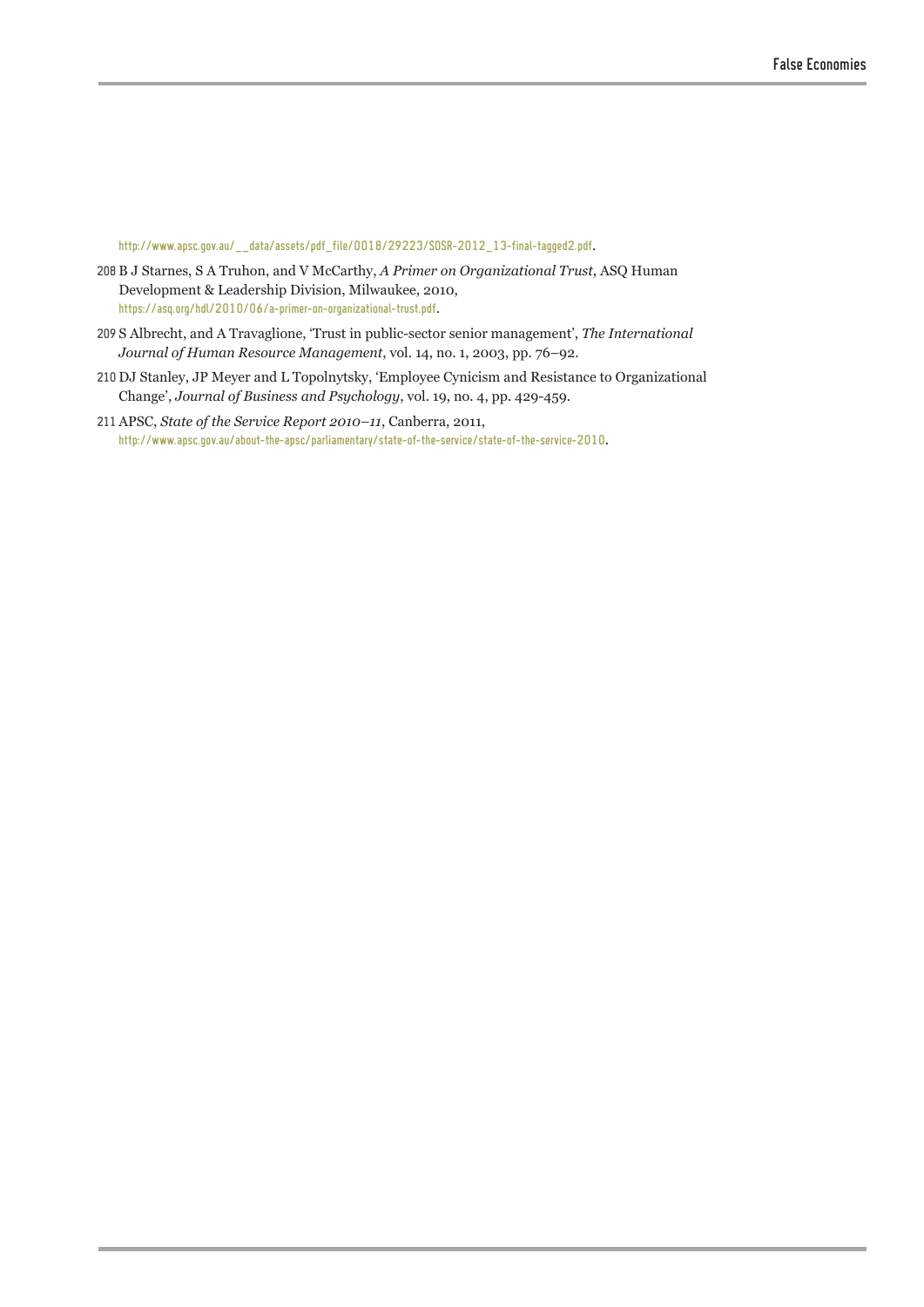http://www.apsc.gov.au/__data/assets/pdf_file/0018/29223/SOSR-2012_13-final-tagged2.pdf.

208 B J Starnes, S A Truhon, and V McCarthy, *A Primer on Organizational Trust*, ASQ Human Development & Leadership Division, Milwaukee, 2010, https://asq.org/hdl/2010/06/a-primer-on-organizational-trust.pdf.

209 S Albrecht, and A Travaglione, 'Trust in public-sector senior management', *The International Journal of Human Resource Management*, vol. 14, no. 1, 2003, pp. 76–92.

210 DJ Stanley, JP Meyer and L Topolnytsky, 'Employee Cynicism and Resistance to Organizational Change', *Journal of Business and Psychology*, vol. 19, no. 4, pp. 429-459.

211 APSC, *State of the Service Report 2010–11*, Canberra, 2011, http://www.apsc.gov.au/about-the-apsc/parliamentary/state-of-the-service/state-of-the-service-2010.